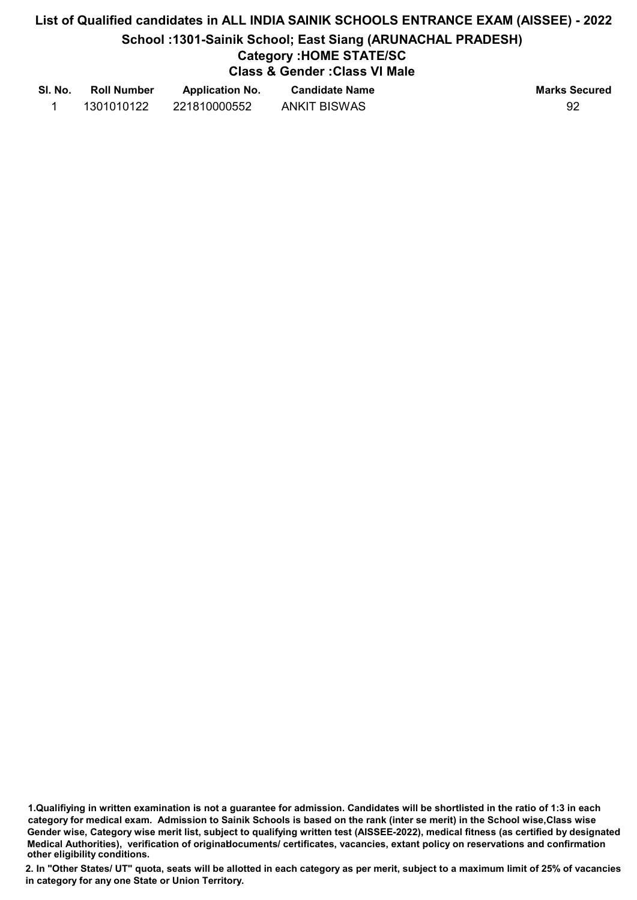# List of Qualified candidates in ALL INDIA SAINIK SCHOOLS ENTRANCE EXAM (AISSEE) - 2022

## School :1301-Sainik School; East Siang (ARUNACHAL PRADESH)

### Category :HOME STATE/SC

### Class & Gender :Class VI Male

| Sl. No. | Roll Number | Application No. | Candidate Name | Marks Secured |
|---|---|---|---|---|
| 1 | 1301010122 | 221810000552 | ANKIT BISWAS | 92 |

**1.Qualifiying in written examination is not a guarantee for admission. Candidates will be shortlisted in the ratio of 1:3 in each category for medical exam. Admission to Sainik Schools is based on the rank (inter se merit) in the School wise,Class wise Gender wise, Category wise merit list, subject to qualifying written test (AISSEE-2022), medical fitness (as certified by designated Medical Authorities), verification of originaldocuments/ certificates, vacancies, extant policy on reservations and confirmation other eligibility conditions.**

**2. In "Other States/ UT" quota, seats will be allotted in each category as per merit, subject to a maximum limit of 25% of vacancies in category for any one State or Union Territory.**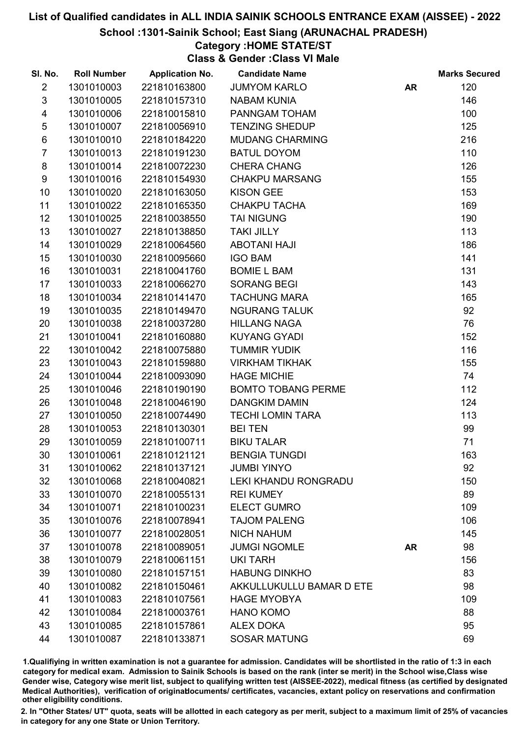# List of Qualified candidates in ALL INDIA SAINIK SCHOOLS ENTRANCE EXAM (AISSEE) - 2022

## School :1301-Sainik School; East Siang (ARUNACHAL PRADESH)

### Category :HOME STATE/ST

### Class & Gender :Class VI Male

| Sl. No. | Roll Number | Application No. | Candidate Name | | Marks Secured |
|---|---|---|---|---|---|
| 2 | 1301010003 | 221810163800 | JUMYOM KARLO | AR | 120 |
| 3 | 1301010005 | 221810157310 | NABAM KUNIA | | 146 |
| 4 | 1301010006 | 221810015810 | PANNGAM TOHAM | | 100 |
| 5 | 1301010007 | 221810056910 | TENZING SHEDUP | | 125 |
| 6 | 1301010010 | 221810184220 | MUDANG CHARMING | | 216 |
| 7 | 1301010013 | 221810191230 | BATUL DOYOM | | 110 |
| 8 | 1301010014 | 221810072230 | CHERA CHANG | | 126 |
| 9 | 1301010016 | 221810154930 | CHAKPU MARSANG | | 155 |
| 10 | 1301010020 | 221810163050 | KISON GEE | | 153 |
| 11 | 1301010022 | 221810165350 | CHAKPU TACHA | | 169 |
| 12 | 1301010025 | 221810038550 | TAI NIGUNG | | 190 |
| 13 | 1301010027 | 221810138850 | TAKI JILLY | | 113 |
| 14 | 1301010029 | 221810064560 | ABOTANI HAJI | | 186 |
| 15 | 1301010030 | 221810095660 | IGO BAM | | 141 |
| 16 | 1301010031 | 221810041760 | BOMIE L BAM | | 131 |
| 17 | 1301010033 | 221810066270 | SORANG BEGI | | 143 |
| 18 | 1301010034 | 221810141470 | TACHUNG MARA | | 165 |
| 19 | 1301010035 | 221810149470 | NGURANG TALUK | | 92 |
| 20 | 1301010038 | 221810037280 | HILLANG NAGA | | 76 |
| 21 | 1301010041 | 221810160880 | KUYANG GYADI | | 152 |
| 22 | 1301010042 | 221810075880 | TUMMIR YUDIK | | 116 |
| 23 | 1301010043 | 221810159880 | VIRKHAM TIKHAK | | 155 |
| 24 | 1301010044 | 221810093090 | HAGE MICHIE | | 74 |
| 25 | 1301010046 | 221810190190 | BOMTO TOBANG PERME | | 112 |
| 26 | 1301010048 | 221810046190 | DANGKIM DAMIN | | 124 |
| 27 | 1301010050 | 221810074490 | TECHI LOMIN TARA | | 113 |
| 28 | 1301010053 | 221810130301 | BEI TEN | | 99 |
| 29 | 1301010059 | 221810100711 | BIKU TALAR | | 71 |
| 30 | 1301010061 | 221810121121 | BENGIA TUNGDI | | 163 |
| 31 | 1301010062 | 221810137121 | JUMBI YINYO | | 92 |
| 32 | 1301010068 | 221810040821 | LEKI KHANDU RONGRADU | | 150 |
| 33 | 1301010070 | 221810055131 | REI KUMEY | | 89 |
| 34 | 1301010071 | 221810100231 | ELECT GUMRO | | 109 |
| 35 | 1301010076 | 221810078941 | TAJOM PALENG | | 106 |
| 36 | 1301010077 | 221810028051 | NICH NAHUM | | 145 |
| 37 | 1301010078 | 221810089051 | JUMGI NGOMLE | AR | 98 |
| 38 | 1301010079 | 221810061151 | UKI TARH | | 156 |
| 39 | 1301010080 | 221810157151 | HABUNG DINKHO | | 83 |
| 40 | 1301010082 | 221810150461 | AKKULLUKULLU BAMAR D ETE | | 98 |
| 41 | 1301010083 | 221810107561 | HAGE MYOBYA | | 109 |
| 42 | 1301010084 | 221810003761 | HANO KOMO | | 88 |
| 43 | 1301010085 | 221810157861 | ALEX DOKA | | 95 |
| 44 | 1301010087 | 221810133871 | SOSAR MATUNG | | 69 |

1.Qualifiying in written examination is not a guarantee for admission. Candidates will be shortlisted in the ratio of 1:3 in each category for medical exam. Admission to Sainik Schools is based on the rank (inter se merit) in the School wise,Class wise Gender wise, Category wise merit list, subject to qualifying written test (AISSEE-2022), medical fitness (as certified by designated Medical Authorities), verification of originaldocuments/ certificates, vacancies, extant policy on reservations and confirmation other eligibility conditions.

2. In "Other States/ UT" quota, seats will be allotted in each category as per merit, subject to a maximum limit of 25% of vacancies in category for any one State or Union Territory.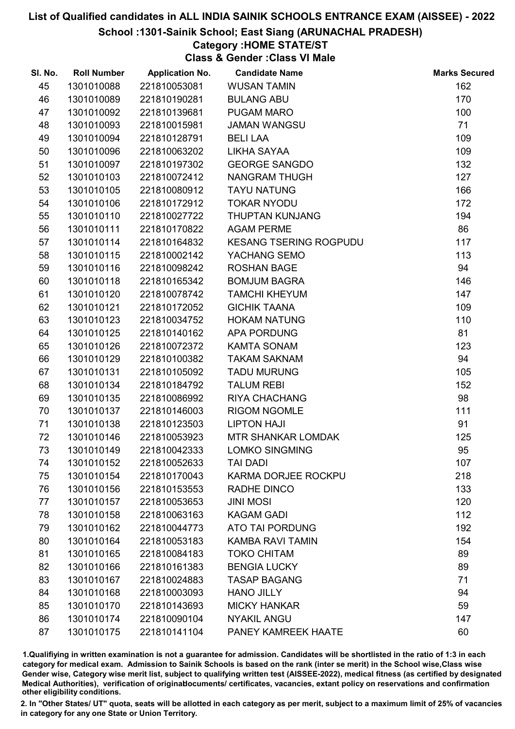# List of Qualified candidates in ALL INDIA SAINIK SCHOOLS ENTRANCE EXAM (AISSEE) - 2022

## School :1301-Sainik School; East Siang (ARUNACHAL PRADESH)

### Category :HOME STATE/ST

### Class & Gender :Class VI Male

| Sl. No. | Roll Number | Application No. | Candidate Name | Marks Secured |
|---|---|---|---|---|
| 45 | 1301010088 | 221810053081 | WUSAN TAMIN | 162 |
| 46 | 1301010089 | 221810190281 | BULANG ABU | 170 |
| 47 | 1301010092 | 221810139681 | PUGAM MARO | 100 |
| 48 | 1301010093 | 221810015981 | JAMAN WANGSU | 71 |
| 49 | 1301010094 | 221810128791 | BELI LAA | 109 |
| 50 | 1301010096 | 221810063202 | LIKHA SAYAA | 109 |
| 51 | 1301010097 | 221810197302 | GEORGE SANGDO | 132 |
| 52 | 1301010103 | 221810072412 | NANGRAM THUGH | 127 |
| 53 | 1301010105 | 221810080912 | TAYU NATUNG | 166 |
| 54 | 1301010106 | 221810172912 | TOKAR NYODU | 172 |
| 55 | 1301010110 | 221810027722 | THUPTAN KUNJANG | 194 |
| 56 | 1301010111 | 221810170822 | AGAM PERME | 86 |
| 57 | 1301010114 | 221810164832 | KESANG TSERING ROGPUDU | 117 |
| 58 | 1301010115 | 221810002142 | YACHANG SEMO | 113 |
| 59 | 1301010116 | 221810098242 | ROSHAN BAGE | 94 |
| 60 | 1301010118 | 221810165342 | BOMJUM BAGRA | 146 |
| 61 | 1301010120 | 221810078742 | TAMCHI KHEYUM | 147 |
| 62 | 1301010121 | 221810172052 | GICHIK TAANA | 109 |
| 63 | 1301010123 | 221810034752 | HOKAM NATUNG | 110 |
| 64 | 1301010125 | 221810140162 | APA PORDUNG | 81 |
| 65 | 1301010126 | 221810072372 | KAMTA SONAM | 123 |
| 66 | 1301010129 | 221810100382 | TAKAM SAKNAM | 94 |
| 67 | 1301010131 | 221810105092 | TADU MURUNG | 105 |
| 68 | 1301010134 | 221810184792 | TALUM REBI | 152 |
| 69 | 1301010135 | 221810086992 | RIYA CHACHANG | 98 |
| 70 | 1301010137 | 221810146003 | RIGOM NGOMLE | 111 |
| 71 | 1301010138 | 221810123503 | LIPTON HAJI | 91 |
| 72 | 1301010146 | 221810053923 | MTR SHANKAR LOMDAK | 125 |
| 73 | 1301010149 | 221810042333 | LOMKO SINGMING | 95 |
| 74 | 1301010152 | 221810052633 | TAI DADI | 107 |
| 75 | 1301010154 | 221810170043 | KARMA DORJEE ROCKPU | 218 |
| 76 | 1301010156 | 221810153553 | RADHE DINCO | 133 |
| 77 | 1301010157 | 221810053653 | JINI MOSI | 120 |
| 78 | 1301010158 | 221810063163 | KAGAM GADI | 112 |
| 79 | 1301010162 | 221810044773 | ATO TAI PORDUNG | 192 |
| 80 | 1301010164 | 221810053183 | KAMBA RAVI TAMIN | 154 |
| 81 | 1301010165 | 221810084183 | TOKO CHITAM | 89 |
| 82 | 1301010166 | 221810161383 | BENGIA LUCKY | 89 |
| 83 | 1301010167 | 221810024883 | TASAP BAGANG | 71 |
| 84 | 1301010168 | 221810003093 | HANO JILLY | 94 |
| 85 | 1301010170 | 221810143693 | MICKY HANKAR | 59 |
| 86 | 1301010174 | 221810090104 | NYAKIL ANGU | 147 |
| 87 | 1301010175 | 221810141104 | PANEY KAMREEK HAATE | 60 |

1.Qualifying in written examination is not a guarantee for admission. Candidates will be shortlisted in the ratio of 1:3 in each category for medical exam. Admission to Sainik Schools is based on the rank (inter se merit) in the School wise,Class wise Gender wise, Category wise merit list, subject to qualifying written test (AISSEE-2022), medical fitness (as certified by designated Medical Authorities), verification of originaldocuments/ certificates, vacancies, extant policy on reservations and confirmation other eligibility conditions.

2. In "Other States/ UT" quota, seats will be allotted in each category as per merit, subject to a maximum limit of 25% of vacancies in category for any one State or Union Territory.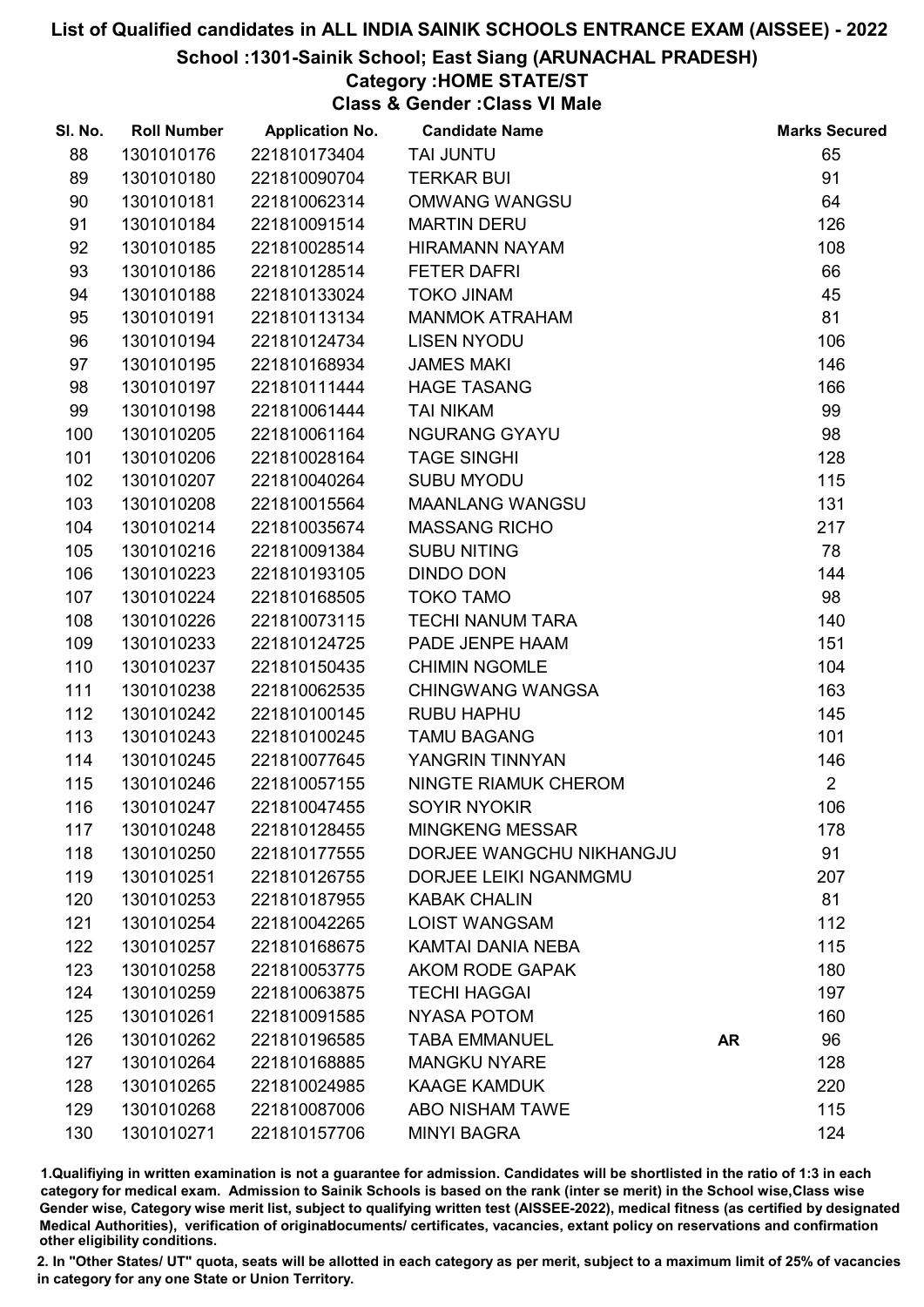# List of Qualified candidates in ALL INDIA SAINIK SCHOOLS ENTRANCE EXAM (AISSEE) - 2022

## School :1301-Sainik School; East Siang (ARUNACHAL PRADESH)

### Category :HOME STATE/ST

### Class & Gender :Class VI Male

| Sl. No. | Roll Number | Application No. | Candidate Name | | Marks Secured |
|---|---|---|---|---|---|
| 88 | 1301010176 | 221810173404 | TAI JUNTU | | 65 |
| 89 | 1301010180 | 221810090704 | TERKAR BUI | | 91 |
| 90 | 1301010181 | 221810062314 | OMWANG WANGSU | | 64 |
| 91 | 1301010184 | 221810091514 | MARTIN DERU | | 126 |
| 92 | 1301010185 | 221810028514 | HIRAMANN NAYAM | | 108 |
| 93 | 1301010186 | 221810128514 | FETER DAFRI | | 66 |
| 94 | 1301010188 | 221810133024 | TOKO JINAM | | 45 |
| 95 | 1301010191 | 221810113134 | MANMOK ATRAHAM | | 81 |
| 96 | 1301010194 | 221810124734 | LISEN NYODU | | 106 |
| 97 | 1301010195 | 221810168934 | JAMES MAKI | | 146 |
| 98 | 1301010197 | 221810111444 | HAGE TASANG | | 166 |
| 99 | 1301010198 | 221810061444 | TAI NIKAM | | 99 |
| 100 | 1301010205 | 221810061164 | NGURANG GYAYU | | 98 |
| 101 | 1301010206 | 221810028164 | TAGE SINGHI | | 128 |
| 102 | 1301010207 | 221810040264 | SUBU MYODU | | 115 |
| 103 | 1301010208 | 221810015564 | MAANLANG WANGSU | | 131 |
| 104 | 1301010214 | 221810035674 | MASSANG RICHO | | 217 |
| 105 | 1301010216 | 221810091384 | SUBU NITING | | 78 |
| 106 | 1301010223 | 221810193105 | DINDO DON | | 144 |
| 107 | 1301010224 | 221810168505 | TOKO TAMO | | 98 |
| 108 | 1301010226 | 221810073115 | TECHI NANUM TARA | | 140 |
| 109 | 1301010233 | 221810124725 | PADE JENPE HAAM | | 151 |
| 110 | 1301010237 | 221810150435 | CHIMIN NGOMLE | | 104 |
| 111 | 1301010238 | 221810062535 | CHINGWANG WANGSA | | 163 |
| 112 | 1301010242 | 221810100145 | RUBU HAPHU | | 145 |
| 113 | 1301010243 | 221810100245 | TAMU BAGANG | | 101 |
| 114 | 1301010245 | 221810077645 | YANGRIN TINNYAN | | 146 |
| 115 | 1301010246 | 221810057155 | NINGTE RIAMUK CHEROM | | 2 |
| 116 | 1301010247 | 221810047455 | SOYIR NYOKIR | | 106 |
| 117 | 1301010248 | 221810128455 | MINGKENG MESSAR | | 178 |
| 118 | 1301010250 | 221810177555 | DORJEE WANGCHU NIKHANGJU | | 91 |
| 119 | 1301010251 | 221810126755 | DORJEE LEIKI NGANMGMU | | 207 |
| 120 | 1301010253 | 221810187955 | KABAK CHALIN | | 81 |
| 121 | 1301010254 | 221810042265 | LOIST WANGSAM | | 112 |
| 122 | 1301010257 | 221810168675 | KAMTAI DANIA NEBA | | 115 |
| 123 | 1301010258 | 221810053775 | AKOM RODE GAPAK | | 180 |
| 124 | 1301010259 | 221810063875 | TECHI HAGGAI | | 197 |
| 125 | 1301010261 | 221810091585 | NYASA POTOM | | 160 |
| 126 | 1301010262 | 221810196585 | TABA EMMANUEL | **AR** | 96 |
| 127 | 1301010264 | 221810168885 | MANGKU NYARE | | 128 |
| 128 | 1301010265 | 221810024985 | KAAGE KAMDUK | | 220 |
| 129 | 1301010268 | 221810087006 | ABO NISHAM TAWE | | 115 |
| 130 | 1301010271 | 221810157706 | MINYI BAGRA | | 124 |

1.Qualifying in written examination is not a guarantee for admission. Candidates will be shortlisted in the ratio of 1:3 in each category for medical exam. Admission to Sainik Schools is based on the rank (inter se merit) in the School wise,Class wise Gender wise, Category wise merit list, subject to qualifying written test (AISSEE-2022), medical fitness (as certified by designated Medical Authorities), verification of originaldocuments/ certificates, vacancies, extant policy on reservations and confirmation other eligibility conditions.

2. In "Other States/ UT" quota, seats will be allotted in each category as per merit, subject to a maximum limit of 25% of vacancies in category for any one State or Union Territory.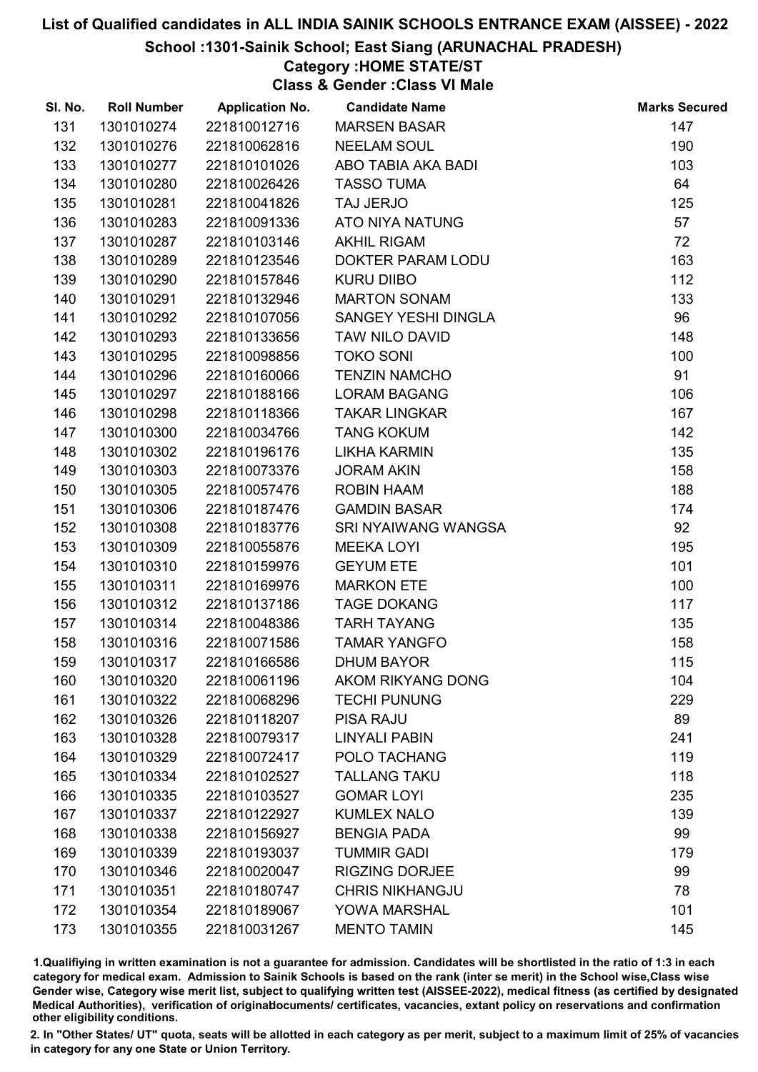# List of Qualified candidates in ALL INDIA SAINIK SCHOOLS ENTRANCE EXAM (AISSEE) - 2022

## School :1301-Sainik School; East Siang (ARUNACHAL PRADESH)

### Category :HOME STATE/ST

### Class & Gender :Class VI Male

| Sl. No. | Roll Number | Application No. | Candidate Name | Marks Secured |
|---|---|---|---|---|
| 131 | 1301010274 | 221810012716 | MARSEN BASAR | 147 |
| 132 | 1301010276 | 221810062816 | NEELAM SOUL | 190 |
| 133 | 1301010277 | 221810101026 | ABO TABIA AKA BADI | 103 |
| 134 | 1301010280 | 221810026426 | TASSO TUMA | 64 |
| 135 | 1301010281 | 221810041826 | TAJ JERJO | 125 |
| 136 | 1301010283 | 221810091336 | ATO NIYA NATUNG | 57 |
| 137 | 1301010287 | 221810103146 | AKHIL RIGAM | 72 |
| 138 | 1301010289 | 221810123546 | DOKTER PARAM LODU | 163 |
| 139 | 1301010290 | 221810157846 | KURU DIIBO | 112 |
| 140 | 1301010291 | 221810132946 | MARTON SONAM | 133 |
| 141 | 1301010292 | 221810107056 | SANGEY YESHI DINGLA | 96 |
| 142 | 1301010293 | 221810133656 | TAW NILO DAVID | 148 |
| 143 | 1301010295 | 221810098856 | TOKO SONI | 100 |
| 144 | 1301010296 | 221810160066 | TENZIN NAMCHO | 91 |
| 145 | 1301010297 | 221810188166 | LORAM BAGANG | 106 |
| 146 | 1301010298 | 221810118366 | TAKAR LINGKAR | 167 |
| 147 | 1301010300 | 221810034766 | TANG KOKUM | 142 |
| 148 | 1301010302 | 221810196176 | LIKHA KARMIN | 135 |
| 149 | 1301010303 | 221810073376 | JORAM AKIN | 158 |
| 150 | 1301010305 | 221810057476 | ROBIN HAAM | 188 |
| 151 | 1301010306 | 221810187476 | GAMDIN BASAR | 174 |
| 152 | 1301010308 | 221810183776 | SRI NYAIWANG WANGSA | 92 |
| 153 | 1301010309 | 221810055876 | MEEKA LOYI | 195 |
| 154 | 1301010310 | 221810159976 | GEYUM ETE | 101 |
| 155 | 1301010311 | 221810169976 | MARKON ETE | 100 |
| 156 | 1301010312 | 221810137186 | TAGE DOKANG | 117 |
| 157 | 1301010314 | 221810048386 | TARH TAYANG | 135 |
| 158 | 1301010316 | 221810071586 | TAMAR YANGFO | 158 |
| 159 | 1301010317 | 221810166586 | DHUM BAYOR | 115 |
| 160 | 1301010320 | 221810061196 | AKOM RIKYANG DONG | 104 |
| 161 | 1301010322 | 221810068296 | TECHI PUNUNG | 229 |
| 162 | 1301010326 | 221810118207 | PISA RAJU | 89 |
| 163 | 1301010328 | 221810079317 | LINYALI PABIN | 241 |
| 164 | 1301010329 | 221810072417 | POLO TACHANG | 119 |
| 165 | 1301010334 | 221810102527 | TALLANG TAKU | 118 |
| 166 | 1301010335 | 221810103527 | GOMAR LOYI | 235 |
| 167 | 1301010337 | 221810122927 | KUMLEX NALO | 139 |
| 168 | 1301010338 | 221810156927 | BENGIA PADA | 99 |
| 169 | 1301010339 | 221810193037 | TUMMIR GADI | 179 |
| 170 | 1301010346 | 221810020047 | RIGZING DORJEE | 99 |
| 171 | 1301010351 | 221810180747 | CHRIS NIKHANGJU | 78 |
| 172 | 1301010354 | 221810189067 | YOWA MARSHAL | 101 |
| 173 | 1301010355 | 221810031267 | MENTO TAMIN | 145 |

1.Qualifiying in written examination is not a guarantee for admission. Candidates will be shortlisted in the ratio of 1:3 in each category for medical exam. Admission to Sainik Schools is based on the rank (inter se merit) in the School wise,Class wise Gender wise, Category wise merit list, subject to qualifying written test (AISSEE-2022), medical fitness (as certified by designated Medical Authorities), verification of originaldocuments/ certificates, vacancies, extant policy on reservations and confirmation other eligibility conditions.

2. In "Other States/ UT" quota, seats will be allotted in each category as per merit, subject to a maximum limit of 25% of vacancies in category for any one State or Union Territory.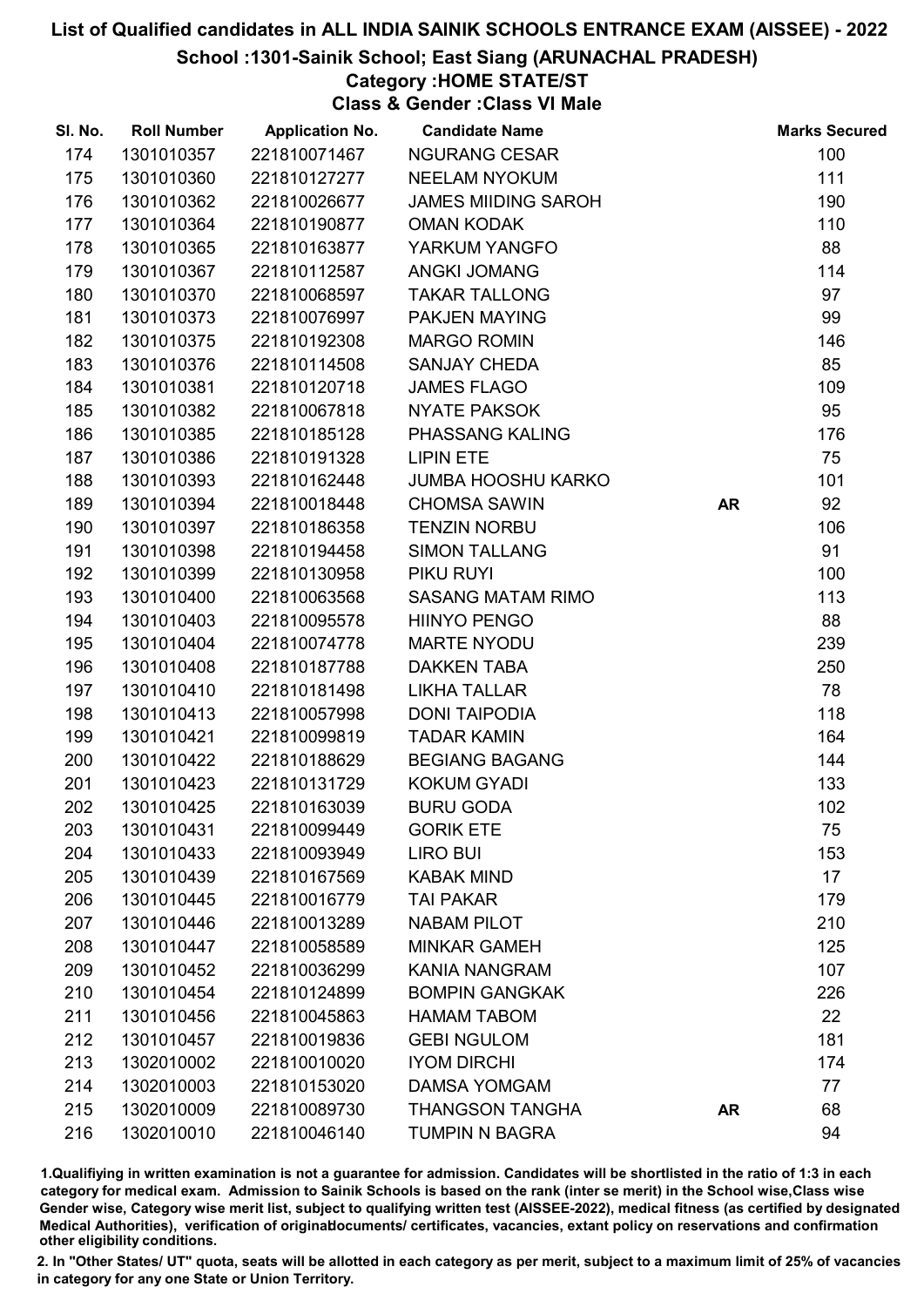# List of Qualified candidates in ALL INDIA SAINIK SCHOOLS ENTRANCE EXAM (AISSEE) - 2022

## School :1301-Sainik School; East Siang (ARUNACHAL PRADESH)

### Category :HOME STATE/ST

### Class & Gender :Class VI Male

| Sl. No. | Roll Number | Application No. | Candidate Name | | Marks Secured |
|---|---|---|---|---|---|
| 174 | 1301010357 | 221810071467 | NGURANG CESAR | | 100 |
| 175 | 1301010360 | 221810127277 | NEELAM NYOKUM | | 111 |
| 176 | 1301010362 | 221810026677 | JAMES MIIDING SAROH | | 190 |
| 177 | 1301010364 | 221810190877 | OMAN KODAK | | 110 |
| 178 | 1301010365 | 221810163877 | YARKUM YANGFO | | 88 |
| 179 | 1301010367 | 221810112587 | ANGKI JOMANG | | 114 |
| 180 | 1301010370 | 221810068597 | TAKAR TALLONG | | 97 |
| 181 | 1301010373 | 221810076997 | PAKJEN MAYING | | 99 |
| 182 | 1301010375 | 221810192308 | MARGO ROMIN | | 146 |
| 183 | 1301010376 | 221810114508 | SANJAY CHEDA | | 85 |
| 184 | 1301010381 | 221810120718 | JAMES FLAGO | | 109 |
| 185 | 1301010382 | 221810067818 | NYATE PAKSOK | | 95 |
| 186 | 1301010385 | 221810185128 | PHASSANG KALING | | 176 |
| 187 | 1301010386 | 221810191328 | LIPIN ETE | | 75 |
| 188 | 1301010393 | 221810162448 | JUMBA HOOSHU KARKO | | 101 |
| 189 | 1301010394 | 221810018448 | CHOMSA SAWIN | **AR** | 92 |
| 190 | 1301010397 | 221810186358 | TENZIN NORBU | | 106 |
| 191 | 1301010398 | 221810194458 | SIMON TALLANG | | 91 |
| 192 | 1301010399 | 221810130958 | PIKU RUYI | | 100 |
| 193 | 1301010400 | 221810063568 | SASANG MATAM RIMO | | 113 |
| 194 | 1301010403 | 221810095578 | HIINYO PENGO | | 88 |
| 195 | 1301010404 | 221810074778 | MARTE NYODU | | 239 |
| 196 | 1301010408 | 221810187788 | DAKKEN TABA | | 250 |
| 197 | 1301010410 | 221810181498 | LIKHA TALLAR | | 78 |
| 198 | 1301010413 | 221810057998 | DONI TAIPODIA | | 118 |
| 199 | 1301010421 | 221810099819 | TADAR KAMIN | | 164 |
| 200 | 1301010422 | 221810188629 | BEGIANG BAGANG | | 144 |
| 201 | 1301010423 | 221810131729 | KOKUM GYADI | | 133 |
| 202 | 1301010425 | 221810163039 | BURU GODA | | 102 |
| 203 | 1301010431 | 221810099449 | GORIK ETE | | 75 |
| 204 | 1301010433 | 221810093949 | LIRO BUI | | 153 |
| 205 | 1301010439 | 221810167569 | KABAK MIND | | 17 |
| 206 | 1301010445 | 221810016779 | TAI PAKAR | | 179 |
| 207 | 1301010446 | 221810013289 | NABAM PILOT | | 210 |
| 208 | 1301010447 | 221810058589 | MINKAR GAMEH | | 125 |
| 209 | 1301010452 | 221810036299 | KANIA NANGRAM | | 107 |
| 210 | 1301010454 | 221810124899 | BOMPIN GANGKAK | | 226 |
| 211 | 1301010456 | 221810045863 | HAMAM TABOM | | 22 |
| 212 | 1301010457 | 221810019836 | GEBI NGULOM | | 181 |
| 213 | 1302010002 | 221810010020 | IYOM DIRCHI | | 174 |
| 214 | 1302010003 | 221810153020 | DAMSA YOMGAM | | 77 |
| 215 | 1302010009 | 221810089730 | THANGSON TANGHA | **AR** | 68 |
| 216 | 1302010010 | 221810046140 | TUMPIN N BAGRA | | 94 |

1.Qualifiying in written examination is not a guarantee for admission. Candidates will be shortlisted in the ratio of 1:3 in each category for medical exam. Admission to Sainik Schools is based on the rank (inter se merit) in the School wise,Class wise Gender wise, Category wise merit list, subject to qualifying written test (AISSEE-2022), medical fitness (as certified by designated Medical Authorities), verification of originaldocuments/ certificates, vacancies, extant policy on reservations and confirmation other eligibility conditions.

2. In "Other States/ UT" quota, seats will be allotted in each category as per merit, subject to a maximum limit of 25% of vacancies in category for any one State or Union Territory.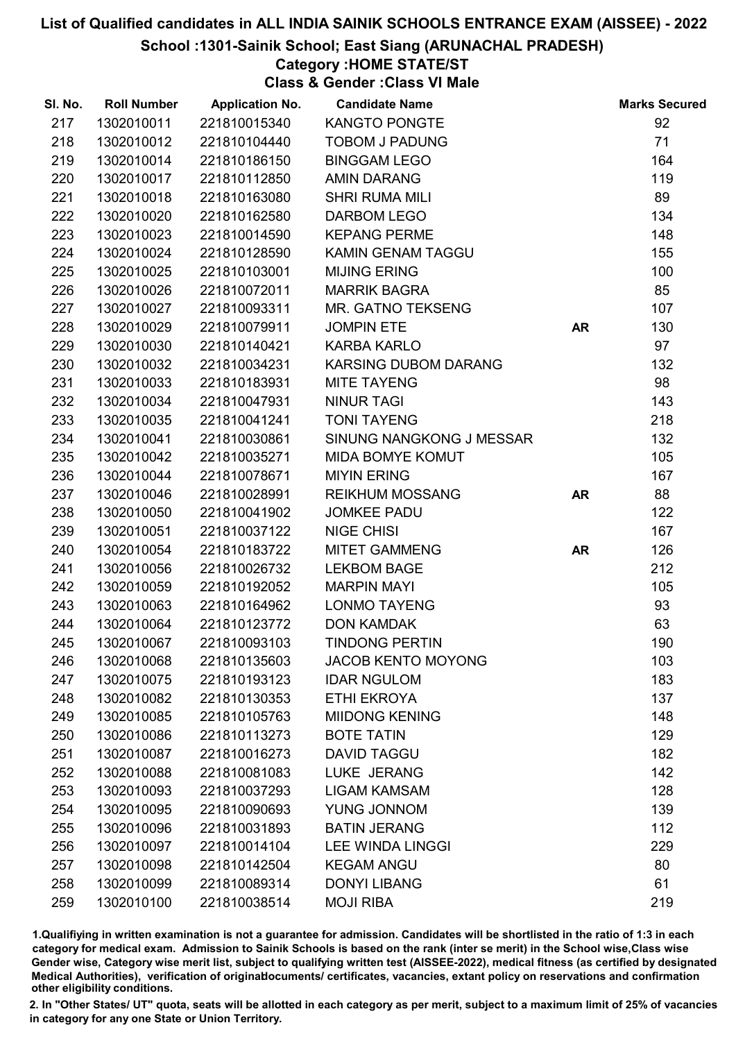# List of Qualified candidates in ALL INDIA SAINIK SCHOOLS ENTRANCE EXAM (AISSEE) - 2022

## School :1301-Sainik School; East Siang (ARUNACHAL PRADESH)

### Category :HOME STATE/ST

### Class & Gender :Class VI Male

| Sl. No. | Roll Number | Application No. | Candidate Name | | Marks Secured |
|---|---|---|---|---|---|
| 217 | 1302010011 | 221810015340 | KANGTO PONGTE | | 92 |
| 218 | 1302010012 | 221810104440 | TOBOM J PADUNG | | 71 |
| 219 | 1302010014 | 221810186150 | BINGGAM LEGO | | 164 |
| 220 | 1302010017 | 221810112850 | AMIN DARANG | | 119 |
| 221 | 1302010018 | 221810163080 | SHRI RUMA MILI | | 89 |
| 222 | 1302010020 | 221810162580 | DARBOM LEGO | | 134 |
| 223 | 1302010023 | 221810014590 | KEPANG PERME | | 148 |
| 224 | 1302010024 | 221810128590 | KAMIN GENAM TAGGU | | 155 |
| 225 | 1302010025 | 221810103001 | MIJING ERING | | 100 |
| 226 | 1302010026 | 221810072011 | MARRIK BAGRA | | 85 |
| 227 | 1302010027 | 221810093311 | MR. GATNO TEKSENG | | 107 |
| 228 | 1302010029 | 221810079911 | JOMPIN ETE | AR | 130 |
| 229 | 1302010030 | 221810140421 | KARBA KARLO | | 97 |
| 230 | 1302010032 | 221810034231 | KARSING DUBOM DARANG | | 132 |
| 231 | 1302010033 | 221810183931 | MITE TAYENG | | 98 |
| 232 | 1302010034 | 221810047931 | NINUR TAGI | | 143 |
| 233 | 1302010035 | 221810041241 | TONI TAYENG | | 218 |
| 234 | 1302010041 | 221810030861 | SINUNG NANGKONG J MESSAR | | 132 |
| 235 | 1302010042 | 221810035271 | MIDA BOMYE KOMUT | | 105 |
| 236 | 1302010044 | 221810078671 | MIYIN ERING | | 167 |
| 237 | 1302010046 | 221810028991 | REIKHUM MOSSANG | AR | 88 |
| 238 | 1302010050 | 221810041902 | JOMKEE PADU | | 122 |
| 239 | 1302010051 | 221810037122 | NIGE CHISI | | 167 |
| 240 | 1302010054 | 221810183722 | MITET GAMMENG | AR | 126 |
| 241 | 1302010056 | 221810026732 | LEKBOM BAGE | | 212 |
| 242 | 1302010059 | 221810192052 | MARPIN MAYI | | 105 |
| 243 | 1302010063 | 221810164962 | LONMO TAYENG | | 93 |
| 244 | 1302010064 | 221810123772 | DON KAMDAK | | 63 |
| 245 | 1302010067 | 221810093103 | TINDONG PERTIN | | 190 |
| 246 | 1302010068 | 221810135603 | JACOB KENTO MOYONG | | 103 |
| 247 | 1302010075 | 221810193123 | IDAR NGULOM | | 183 |
| 248 | 1302010082 | 221810130353 | ETHI EKROYA | | 137 |
| 249 | 1302010085 | 221810105763 | MIIDONG KENING | | 148 |
| 250 | 1302010086 | 221810113273 | BOTE TATIN | | 129 |
| 251 | 1302010087 | 221810016273 | DAVID TAGGU | | 182 |
| 252 | 1302010088 | 221810081083 | LUKE JERANG | | 142 |
| 253 | 1302010093 | 221810037293 | LIGAM KAMSAM | | 128 |
| 254 | 1302010095 | 221810090693 | YUNG JONNOM | | 139 |
| 255 | 1302010096 | 221810031893 | BATIN JERANG | | 112 |
| 256 | 1302010097 | 221810014104 | LEE WINDA LINGGI | | 229 |
| 257 | 1302010098 | 221810142504 | KEGAM ANGU | | 80 |
| 258 | 1302010099 | 221810089314 | DONYI LIBANG | | 61 |
| 259 | 1302010100 | 221810038514 | MOJI RIBA | | 219 |

1.Qualifiying in written examination is not a guarantee for admission. Candidates will be shortlisted in the ratio of 1:3 in each category for medical exam. Admission to Sainik Schools is based on the rank (inter se merit) in the School wise,Class wise Gender wise, Category wise merit list, subject to qualifying written test (AISSEE-2022), medical fitness (as certified by designated Medical Authorities), verification of originablocuments/ certificates, vacancies, extant policy on reservations and confirmation other eligibility conditions.

2. In "Other States/ UT" quota, seats will be allotted in each category as per merit, subject to a maximum limit of 25% of vacancies in category for any one State or Union Territory.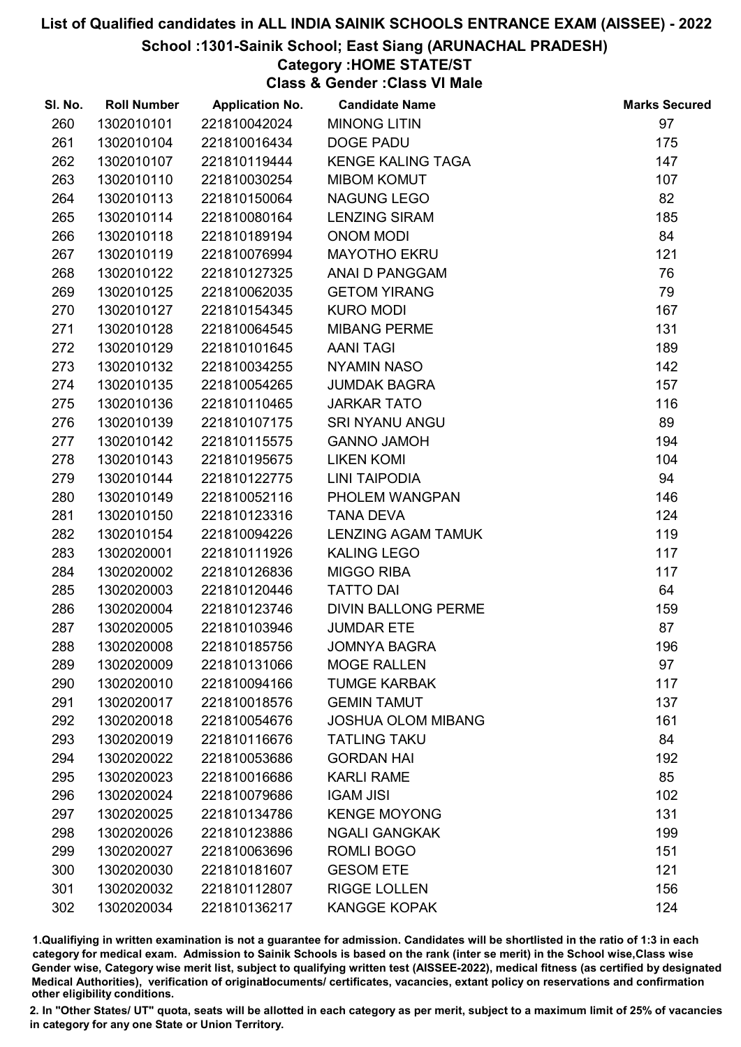# List of Qualified candidates in ALL INDIA SAINIK SCHOOLS ENTRANCE EXAM (AISSEE) - 2022

## School :1301-Sainik School; East Siang (ARUNACHAL PRADESH)

### Category :HOME STATE/ST

### Class & Gender :Class VI Male

| Sl. No. | Roll Number | Application No. | Candidate Name | Marks Secured |
|---|---|---|---|---|
| 260 | 1302010101 | 221810042024 | MINONG LITIN | 97 |
| 261 | 1302010104 | 221810016434 | DOGE PADU | 175 |
| 262 | 1302010107 | 221810119444 | KENGE KALING TAGA | 147 |
| 263 | 1302010110 | 221810030254 | MIBOM KOMUT | 107 |
| 264 | 1302010113 | 221810150064 | NAGUNG LEGO | 82 |
| 265 | 1302010114 | 221810080164 | LENZING SIRAM | 185 |
| 266 | 1302010118 | 221810189194 | ONOM MODI | 84 |
| 267 | 1302010119 | 221810076994 | MAYOTHO EKRU | 121 |
| 268 | 1302010122 | 221810127325 | ANAI D PANGGAM | 76 |
| 269 | 1302010125 | 221810062035 | GETOM YIRANG | 79 |
| 270 | 1302010127 | 221810154345 | KURO MODI | 167 |
| 271 | 1302010128 | 221810064545 | MIBANG PERME | 131 |
| 272 | 1302010129 | 221810101645 | AANI TAGI | 189 |
| 273 | 1302010132 | 221810034255 | NYAMIN NASO | 142 |
| 274 | 1302010135 | 221810054265 | JUMDAK BAGRA | 157 |
| 275 | 1302010136 | 221810110465 | JARKAR TATO | 116 |
| 276 | 1302010139 | 221810107175 | SRI NYANU ANGU | 89 |
| 277 | 1302010142 | 221810115575 | GANNO JAMOH | 194 |
| 278 | 1302010143 | 221810195675 | LIKEN KOMI | 104 |
| 279 | 1302010144 | 221810122775 | LINI TAIPODIA | 94 |
| 280 | 1302010149 | 221810052116 | PHOLEM WANGPAN | 146 |
| 281 | 1302010150 | 221810123316 | TANA DEVA | 124 |
| 282 | 1302010154 | 221810094226 | LENZING AGAM TAMUK | 119 |
| 283 | 1302020001 | 221810111926 | KALING LEGO | 117 |
| 284 | 1302020002 | 221810126836 | MIGGO RIBA | 117 |
| 285 | 1302020003 | 221810120446 | TATTO DAI | 64 |
| 286 | 1302020004 | 221810123746 | DIVIN BALLONG PERME | 159 |
| 287 | 1302020005 | 221810103946 | JUMDAR ETE | 87 |
| 288 | 1302020008 | 221810185756 | JOMNYA BAGRA | 196 |
| 289 | 1302020009 | 221810131066 | MOGE RALLEN | 97 |
| 290 | 1302020010 | 221810094166 | TUMGE KARBAK | 117 |
| 291 | 1302020017 | 221810018576 | GEMIN TAMUT | 137 |
| 292 | 1302020018 | 221810054676 | JOSHUA OLOM MIBANG | 161 |
| 293 | 1302020019 | 221810116676 | TATLING TAKU | 84 |
| 294 | 1302020022 | 221810053686 | GORDAN HAI | 192 |
| 295 | 1302020023 | 221810016686 | KARLI RAME | 85 |
| 296 | 1302020024 | 221810079686 | IGAM JISI | 102 |
| 297 | 1302020025 | 221810134786 | KENGE MOYONG | 131 |
| 298 | 1302020026 | 221810123886 | NGALI GANGKAK | 199 |
| 299 | 1302020027 | 221810063696 | ROMLI BOGO | 151 |
| 300 | 1302020030 | 221810181607 | GESOM ETE | 121 |
| 301 | 1302020032 | 221810112807 | RIGGE LOLLEN | 156 |
| 302 | 1302020034 | 221810136217 | KANGGE KOPAK | 124 |

1.Qualifying in written examination is not a guarantee for admission. Candidates will be shortlisted in the ratio of 1:3 in each category for medical exam. Admission to Sainik Schools is based on the rank (inter se merit) in the School wise,Class wise Gender wise, Category wise merit list, subject to qualifying written test (AISSEE-2022), medical fitness (as certified by designated Medical Authorities), verification of originaldocuments/ certificates, vacancies, extant policy on reservations and confirmation other eligibility conditions.

2. In "Other States/ UT" quota, seats will be allotted in each category as per merit, subject to a maximum limit of 25% of vacancies in category for any one State or Union Territory.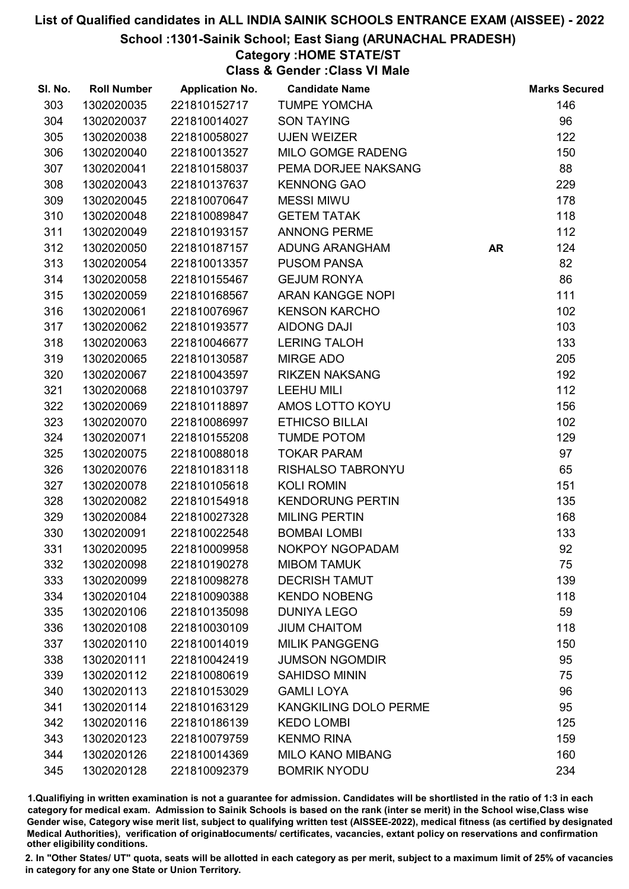# List of Qualified candidates in ALL INDIA SAINIK SCHOOLS ENTRANCE EXAM (AISSEE) - 2022

## School :1301-Sainik School; East Siang (ARUNACHAL PRADESH)

### Category :HOME STATE/ST

### Class & Gender :Class VI Male

| Sl. No. | Roll Number | Application No. | Candidate Name | | Marks Secured |
|---|---|---|---|---|---|
| 303 | 1302020035 | 221810152717 | TUMPE YOMCHA | | 146 |
| 304 | 1302020037 | 221810014027 | SON TAYING | | 96 |
| 305 | 1302020038 | 221810058027 | UJEN WEIZER | | 122 |
| 306 | 1302020040 | 221810013527 | MILO GOMGE RADENG | | 150 |
| 307 | 1302020041 | 221810158037 | PEMA DORJEE NAKSANG | | 88 |
| 308 | 1302020043 | 221810137637 | KENNONG GAO | | 229 |
| 309 | 1302020045 | 221810070647 | MESSI MIWU | | 178 |
| 310 | 1302020048 | 221810089847 | GETEM TATAK | | 118 |
| 311 | 1302020049 | 221810193157 | ANNONG PERME | | 112 |
| 312 | 1302020050 | 221810187157 | ADUNG ARANGHAM | AR | 124 |
| 313 | 1302020054 | 221810013357 | PUSOM PANSA | | 82 |
| 314 | 1302020058 | 221810155467 | GEJUM RONYA | | 86 |
| 315 | 1302020059 | 221810168567 | ARAN KANGGE NOPI | | 111 |
| 316 | 1302020061 | 221810076967 | KENSON KARCHO | | 102 |
| 317 | 1302020062 | 221810193577 | AIDONG DAJI | | 103 |
| 318 | 1302020063 | 221810046677 | LERING TALOH | | 133 |
| 319 | 1302020065 | 221810130587 | MIRGE ADO | | 205 |
| 320 | 1302020067 | 221810043597 | RIKZEN NAKSANG | | 192 |
| 321 | 1302020068 | 221810103797 | LEEHU MILI | | 112 |
| 322 | 1302020069 | 221810118897 | AMOS LOTTO KOYU | | 156 |
| 323 | 1302020070 | 221810086997 | ETHICSO BILLAI | | 102 |
| 324 | 1302020071 | 221810155208 | TUMDE POTOM | | 129 |
| 325 | 1302020075 | 221810088018 | TOKAR PARAM | | 97 |
| 326 | 1302020076 | 221810183118 | RISHALSO TABRONYU | | 65 |
| 327 | 1302020078 | 221810105618 | KOLI ROMIN | | 151 |
| 328 | 1302020082 | 221810154918 | KENDORUNG PERTIN | | 135 |
| 329 | 1302020084 | 221810027328 | MILING PERTIN | | 168 |
| 330 | 1302020091 | 221810022548 | BOMBAI LOMBI | | 133 |
| 331 | 1302020095 | 221810009958 | NOKPOY NGOPADAM | | 92 |
| 332 | 1302020098 | 221810190278 | MIBOM TAMUK | | 75 |
| 333 | 1302020099 | 221810098278 | DECRISH TAMUT | | 139 |
| 334 | 1302020104 | 221810090388 | KENDO NOBENG | | 118 |
| 335 | 1302020106 | 221810135098 | DUNIYA LEGO | | 59 |
| 336 | 1302020108 | 221810030109 | JIUM CHAITOM | | 118 |
| 337 | 1302020110 | 221810014019 | MILIK PANGGENG | | 150 |
| 338 | 1302020111 | 221810042419 | JUMSON NGOMDIR | | 95 |
| 339 | 1302020112 | 221810080619 | SAHIDSO MININ | | 75 |
| 340 | 1302020113 | 221810153029 | GAMLI LOYA | | 96 |
| 341 | 1302020114 | 221810163129 | KANGKILING DOLO PERME | | 95 |
| 342 | 1302020116 | 221810186139 | KEDO LOMBI | | 125 |
| 343 | 1302020123 | 221810079759 | KENMO RINA | | 159 |
| 344 | 1302020126 | 221810014369 | MILO KANO MIBANG | | 160 |
| 345 | 1302020128 | 221810092379 | BOMRIK NYODU | | 234 |

1.Qualifiying in written examination is not a guarantee for admission. Candidates will be shortlisted in the ratio of 1:3 in each category for medical exam. Admission to Sainik Schools is based on the rank (inter se merit) in the School wise,Class wise Gender wise, Category wise merit list, subject to qualifying written test (AISSEE-2022), medical fitness (as certified by designated Medical Authorities), verification of originaldocuments/ certificates, vacancies, extant policy on reservations and confirmation other eligibility conditions.

2. In "Other States/ UT" quota, seats will be allotted in each category as per merit, subject to a maximum limit of 25% of vacancies in category for any one State or Union Territory.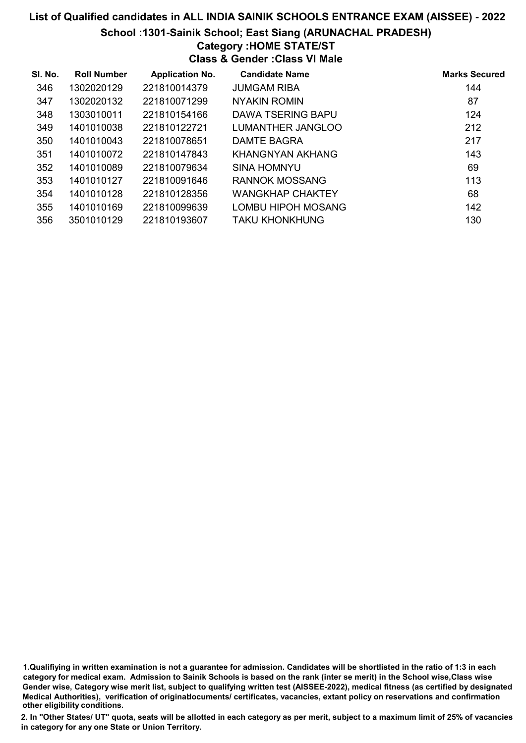# List of Qualified candidates in ALL INDIA SAINIK SCHOOLS ENTRANCE EXAM (AISSEE) - 2022

## School :1301-Sainik School; East Siang (ARUNACHAL PRADESH)

### Category :HOME STATE/ST

### Class & Gender :Class VI Male

| Sl. No. | Roll Number | Application No. | Candidate Name | Marks Secured |
|---|---|---|---|---|
| 346 | 1302020129 | 221810014379 | JUMGAM RIBA | 144 |
| 347 | 1302020132 | 221810071299 | NYAKIN ROMIN | 87 |
| 348 | 1303010011 | 221810154166 | DAWA TSERING BAPU | 124 |
| 349 | 1401010038 | 221810122721 | LUMANTHER JANGLOO | 212 |
| 350 | 1401010043 | 221810078651 | DAMTE BAGRA | 217 |
| 351 | 1401010072 | 221810147843 | KHANGNYAN AKHANG | 143 |
| 352 | 1401010089 | 221810079634 | SINA HOMNYU | 69 |
| 353 | 1401010127 | 221810091646 | RANNOK MOSSANG | 113 |
| 354 | 1401010128 | 221810128356 | WANGKHAP CHAKTEY | 68 |
| 355 | 1401010169 | 221810099639 | LOMBU HIPOH MOSANG | 142 |
| 356 | 3501010129 | 221810193607 | TAKU KHONKHUNG | 130 |

1.Qualifiying in written examination is not a guarantee for admission. Candidates will be shortlisted in the ratio of 1:3 in each category for medical exam. Admission to Sainik Schools is based on the rank (inter se merit) in the School wise,Class wise Gender wise, Category wise merit list, subject to qualifying written test (AISSEE-2022), medical fitness (as certified by designated Medical Authorities), verification of originaldocuments/ certificates, vacancies, extant policy on reservations and confirmation other eligibility conditions.

2. In "Other States/ UT" quota, seats will be allotted in each category as per merit, subject to a maximum limit of 25% of vacancies in category for any one State or Union Territory.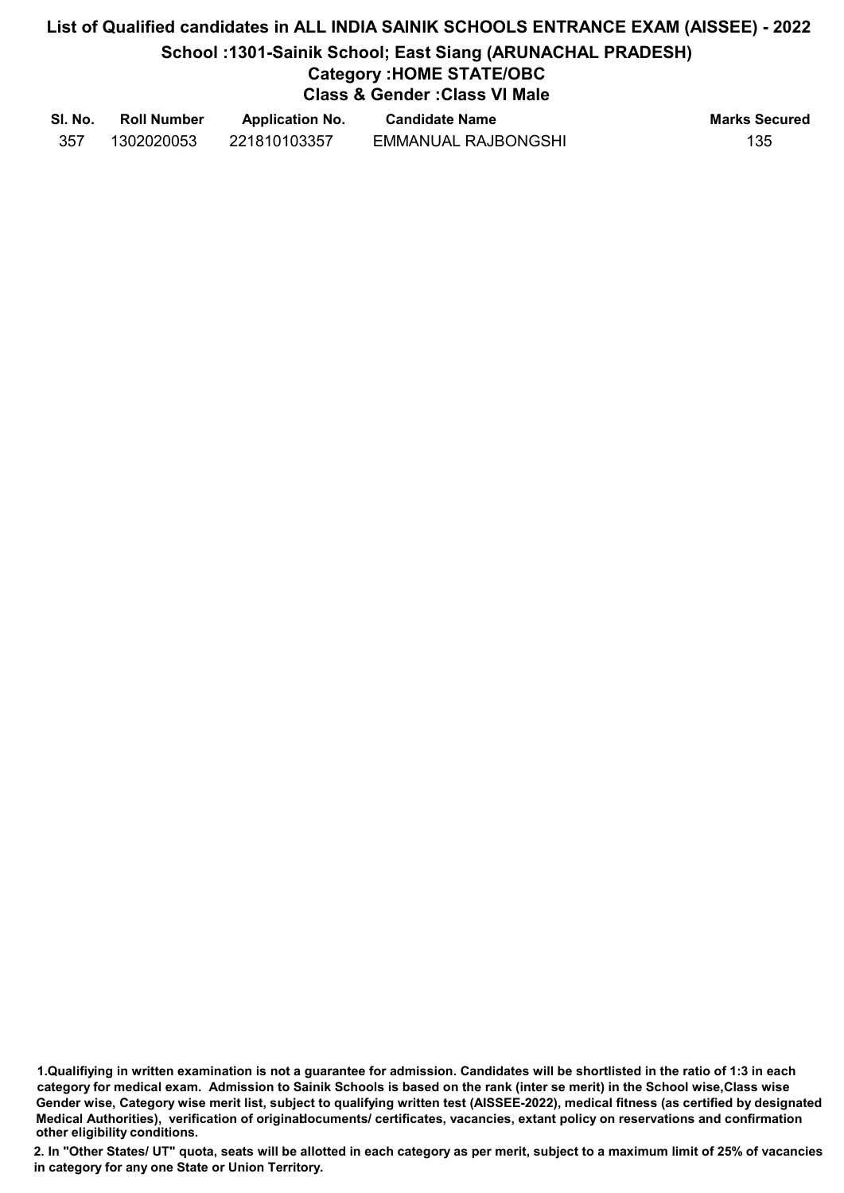# List of Qualified candidates in ALL INDIA SAINIK SCHOOLS ENTRANCE EXAM (AISSEE) - 2022

## School :1301-Sainik School; East Siang (ARUNACHAL PRADESH)

### Category :HOME STATE/OBC

### Class & Gender :Class VI Male

| Sl. No. | Roll Number | Application No. | Candidate Name | Marks Secured |
|---|---|---|---|---|
| 357 | 1302020053 | 221810103357 | EMMANUAL RAJBONGSHI | 135 |

**1.Qualifiying in written examination is not a guarantee for admission. Candidates will be shortlisted in the ratio of 1:3 in each category for medical exam. Admission to Sainik Schools is based on the rank (inter se merit) in the School wise,Class wise Gender wise, Category wise merit list, subject to qualifying written test (AISSEE-2022), medical fitness (as certified by designated Medical Authorities), verification of originaldocuments/ certificates, vacancies, extant policy on reservations and confirmation other eligibility conditions.**

**2. In "Other States/ UT" quota, seats will be allotted in each category as per merit, subject to a maximum limit of 25% of vacancies in category for any one State or Union Territory.**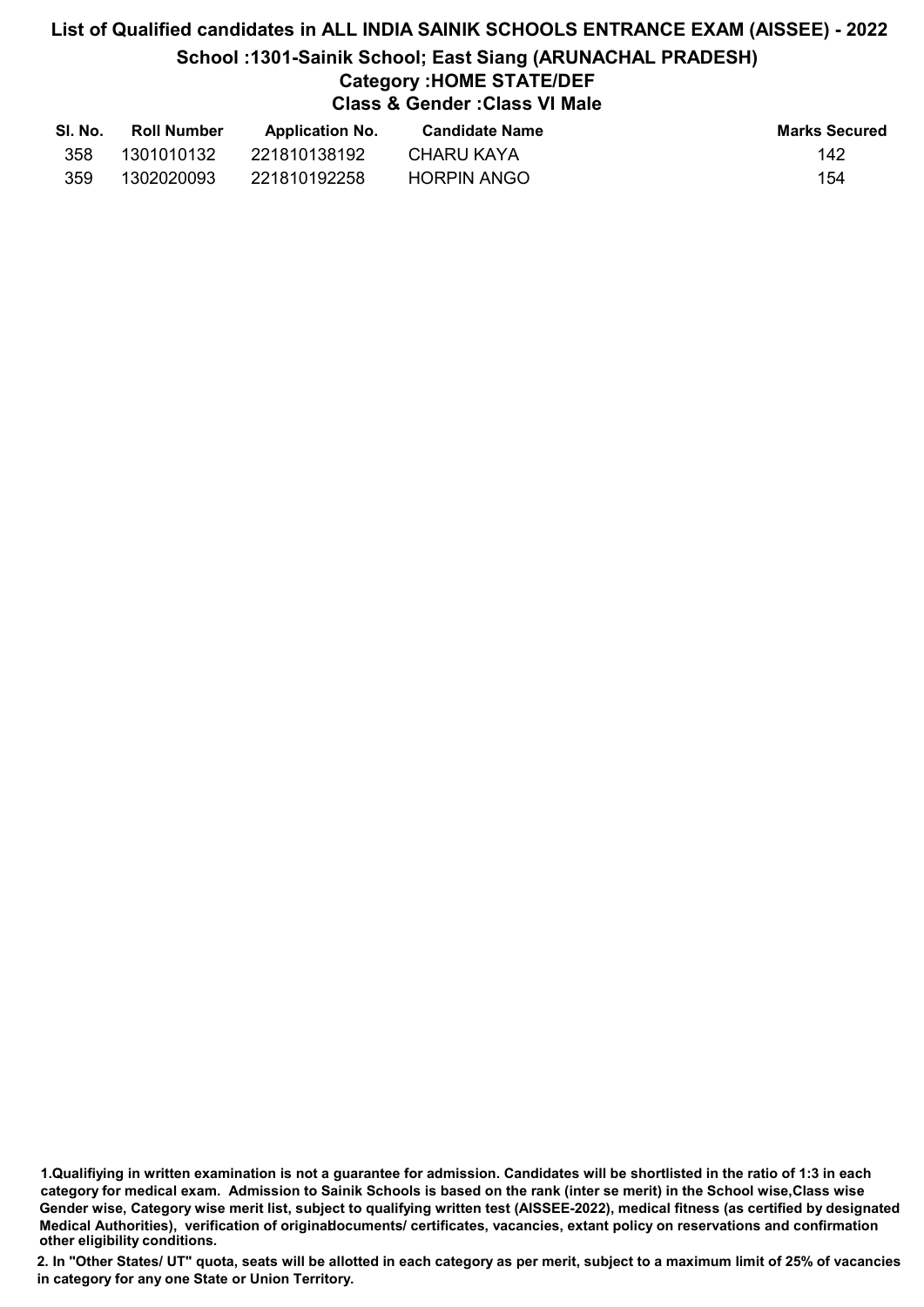# List of Qualified candidates in ALL INDIA SAINIK SCHOOLS ENTRANCE EXAM (AISSEE) - 2022

## School :1301-Sainik School; East Siang (ARUNACHAL PRADESH)

### Category :HOME STATE/DEF

### Class & Gender :Class VI Male

| Sl. No. | Roll Number | Application No. | Candidate Name | Marks Secured |
|---|---|---|---|---|
| 358 | 1301010132 | 221810138192 | CHARU KAYA | 142 |
| 359 | 1302020093 | 221810192258 | HORPIN ANGO | 154 |

**1.Qualifiying in written examination is not a guarantee for admission. Candidates will be shortlisted in the ratio of 1:3 in each category for medical exam. Admission to Sainik Schools is based on the rank (inter se merit) in the School wise,Class wise Gender wise, Category wise merit list, subject to qualifying written test (AISSEE-2022), medical fitness (as certified by designated Medical Authorities), verification of originaldocuments/ certificates, vacancies, extant policy on reservations and confirmation other eligibility conditions.**

**2. In "Other States/ UT" quota, seats will be allotted in each category as per merit, subject to a maximum limit of 25% of vacancies in category for any one State or Union Territory.**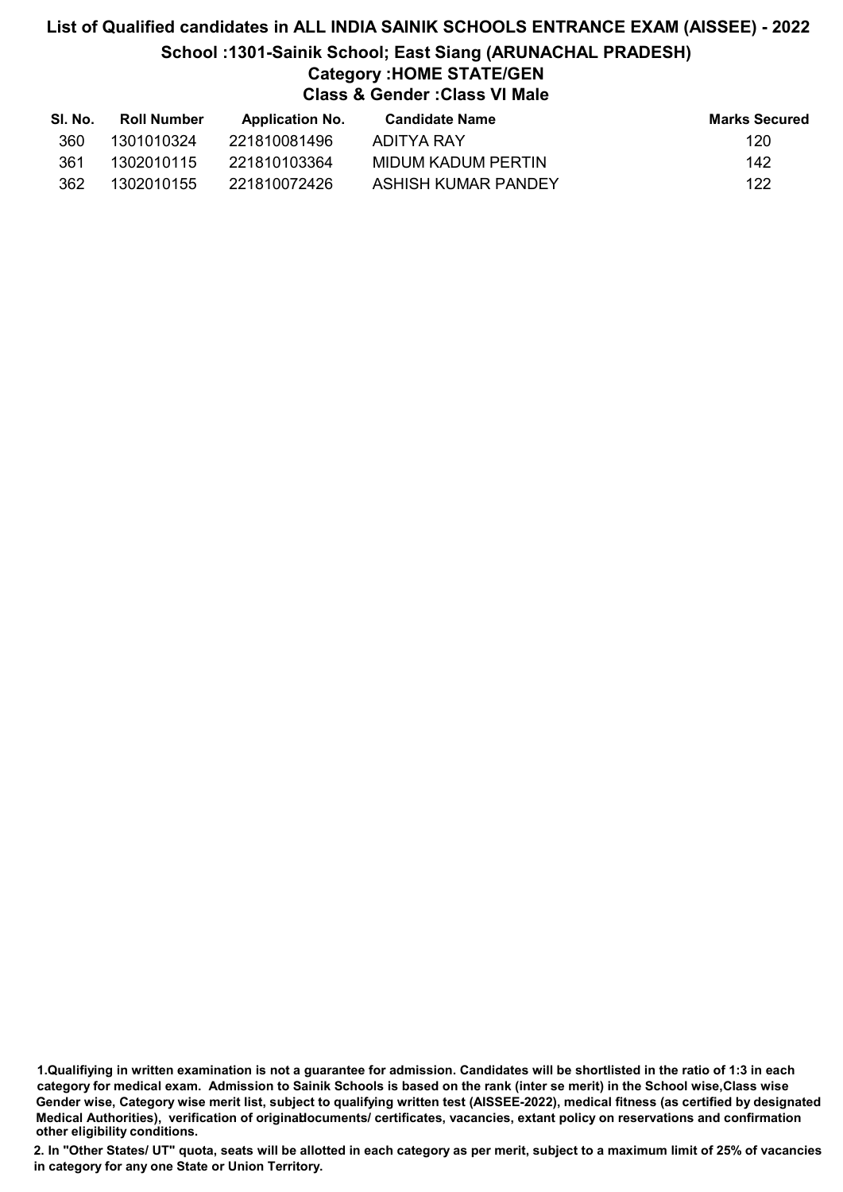# List of Qualified candidates in ALL INDIA SAINIK SCHOOLS ENTRANCE EXAM (AISSEE) - 2022

## School :1301-Sainik School; East Siang (ARUNACHAL PRADESH)

### Category :HOME STATE/GEN

### Class & Gender :Class VI Male

| Sl. No. | Roll Number | Application No. | Candidate Name | Marks Secured |
|---|---|---|---|---|
| 360 | 1301010324 | 221810081496 | ADITYA RAY | 120 |
| 361 | 1302010115 | 221810103364 | MIDUM KADUM PERTIN | 142 |
| 362 | 1302010155 | 221810072426 | ASHISH KUMAR PANDEY | 122 |

**1.Qualifiying in written examination is not a guarantee for admission. Candidates will be shortlisted in the ratio of 1:3 in each category for medical exam. Admission to Sainik Schools is based on the rank (inter se merit) in the School wise,Class wise Gender wise, Category wise merit list, subject to qualifying written test (AISSEE-2022), medical fitness (as certified by designated Medical Authorities), verification of originaldocuments/ certificates, vacancies, extant policy on reservations and confirmation other eligibility conditions.**

**2. In "Other States/ UT" quota, seats will be allotted in each category as per merit, subject to a maximum limit of 25% of vacancies in category for any one State or Union Territory.**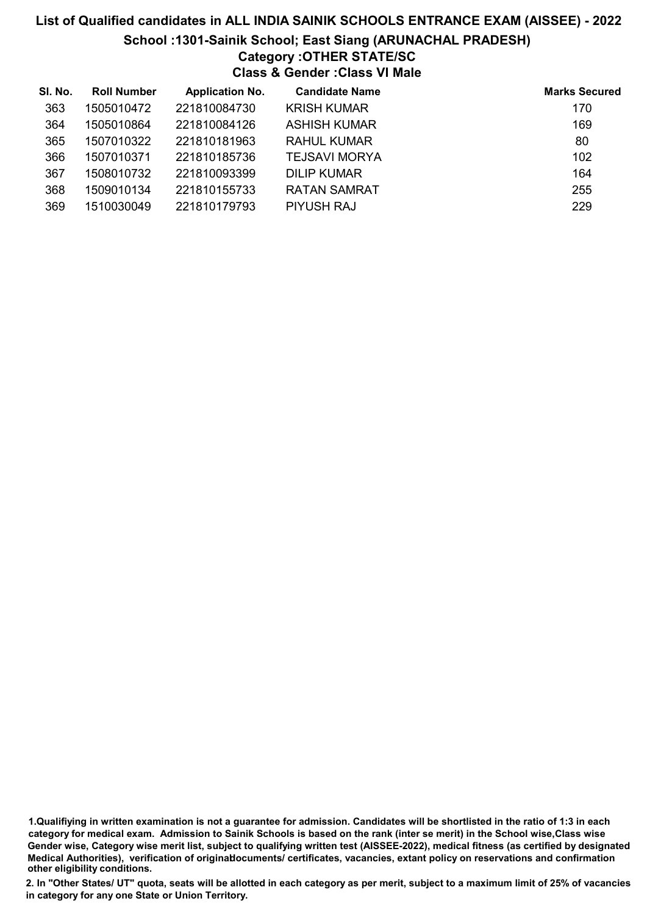# List of Qualified candidates in ALL INDIA SAINIK SCHOOLS ENTRANCE EXAM (AISSEE) - 2022

## School :1301-Sainik School; East Siang (ARUNACHAL PRADESH)

### Category :OTHER STATE/SC

### Class & Gender :Class VI Male

| Sl. No. | Roll Number | Application No. | Candidate Name | Marks Secured |
|---|---|---|---|---|
| 363 | 1505010472 | 221810084730 | KRISH KUMAR | 170 |
| 364 | 1505010864 | 221810084126 | ASHISH KUMAR | 169 |
| 365 | 1507010322 | 221810181963 | RAHUL KUMAR | 80 |
| 366 | 1507010371 | 221810185736 | TEJSAVI MORYA | 102 |
| 367 | 1508010732 | 221810093399 | DILIP KUMAR | 164 |
| 368 | 1509010134 | 221810155733 | RATAN SAMRAT | 255 |
| 369 | 1510030049 | 221810179793 | PIYUSH RAJ | 229 |

1.Qualifiying in written examination is not a guarantee for admission. Candidates will be shortlisted in the ratio of 1:3 in each category for medical exam. Admission to Sainik Schools is based on the rank (inter se merit) in the School wise,Class wise Gender wise, Category wise merit list, subject to qualifying written test (AISSEE-2022), medical fitness (as certified by designated Medical Authorities), verification of originaldocuments/ certificates, vacancies, extant policy on reservations and confirmation other eligibility conditions.

2. In "Other States/ UT" quota, seats will be allotted in each category as per merit, subject to a maximum limit of 25% of vacancies in category for any one State or Union Territory.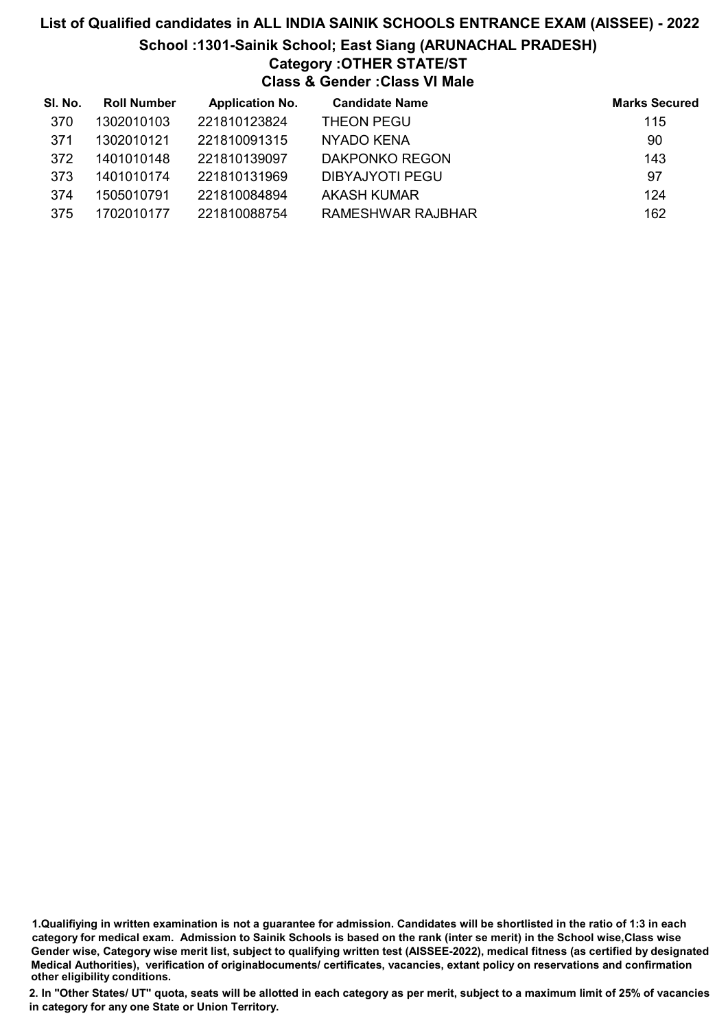# List of Qualified candidates in ALL INDIA SAINIK SCHOOLS ENTRANCE EXAM (AISSEE) - 2022

## School :1301-Sainik School; East Siang (ARUNACHAL PRADESH)

### Category :OTHER STATE/ST

### Class & Gender :Class VI Male

| Sl. No. | Roll Number | Application No. | Candidate Name | Marks Secured |
|---|---|---|---|---|
| 370 | 1302010103 | 221810123824 | THEON PEGU | 115 |
| 371 | 1302010121 | 221810091315 | NYADO KENA | 90 |
| 372 | 1401010148 | 221810139097 | DAKPONKO REGON | 143 |
| 373 | 1401010174 | 221810131969 | DIBYAJYOTI PEGU | 97 |
| 374 | 1505010791 | 221810084894 | AKASH KUMAR | 124 |
| 375 | 1702010177 | 221810088754 | RAMESHWAR RAJBHAR | 162 |

1.Qualifiying in written examination is not a guarantee for admission. Candidates will be shortlisted in the ratio of 1:3 in each category for medical exam. Admission to Sainik Schools is based on the rank (inter se merit) in the School wise,Class wise Gender wise, Category wise merit list, subject to qualifying written test (AISSEE-2022), medical fitness (as certified by designated Medical Authorities), verification of originaldocuments/ certificates, vacancies, extant policy on reservations and confirmation other eligibility conditions.

2. In "Other States/ UT" quota, seats will be allotted in each category as per merit, subject to a maximum limit of 25% of vacancies in category for any one State or Union Territory.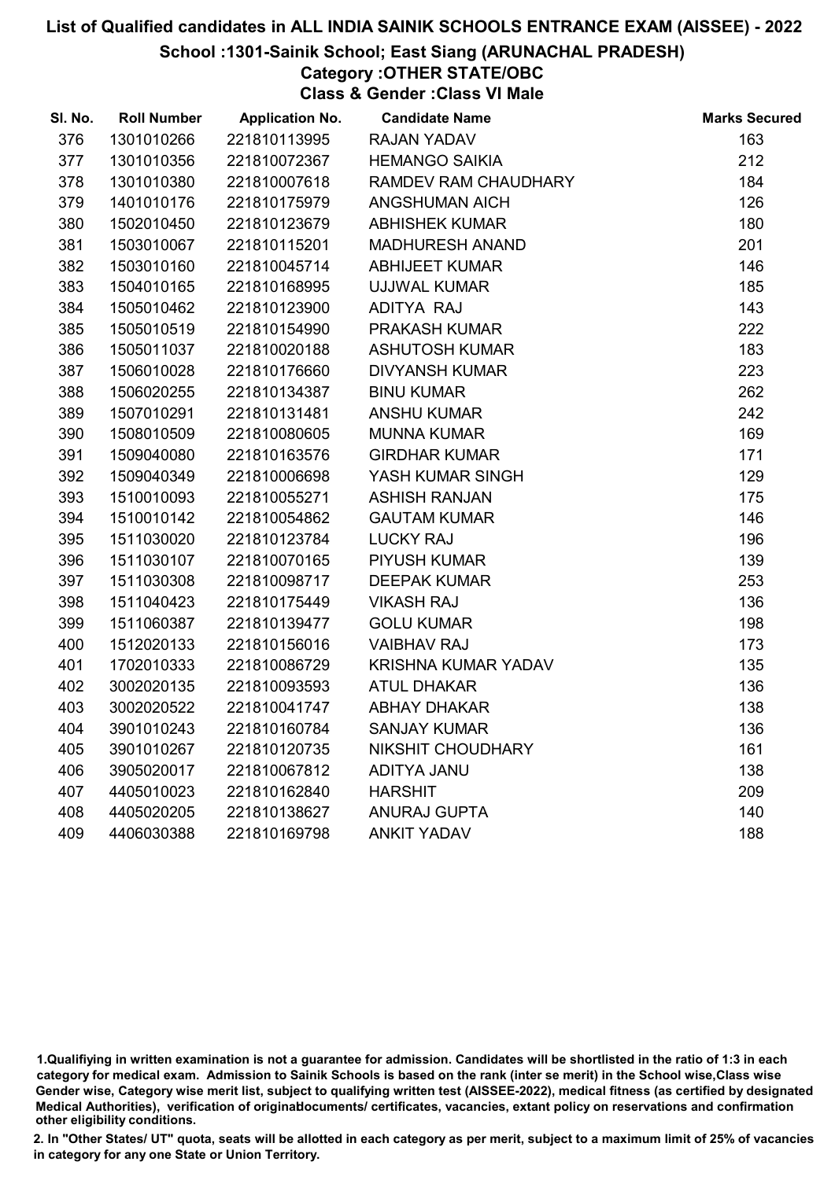# List of Qualified candidates in ALL INDIA SAINIK SCHOOLS ENTRANCE EXAM (AISSEE) - 2022

## School :1301-Sainik School; East Siang (ARUNACHAL PRADESH)

### Category :OTHER STATE/OBC

### Class & Gender :Class VI Male

| Sl. No. | Roll Number | Application No. | Candidate Name | Marks Secured |
|---|---|---|---|---|
| 376 | 1301010266 | 221810113995 | RAJAN YADAV | 163 |
| 377 | 1301010356 | 221810072367 | HEMANGO SAIKIA | 212 |
| 378 | 1301010380 | 221810007618 | RAMDEV RAM CHAUDHARY | 184 |
| 379 | 1401010176 | 221810175979 | ANGSHUMAN AICH | 126 |
| 380 | 1502010450 | 221810123679 | ABHISHEK KUMAR | 180 |
| 381 | 1503010067 | 221810115201 | MADHURESH ANAND | 201 |
| 382 | 1503010160 | 221810045714 | ABHIJEET KUMAR | 146 |
| 383 | 1504010165 | 221810168995 | UJJWAL KUMAR | 185 |
| 384 | 1505010462 | 221810123900 | ADITYA RAJ | 143 |
| 385 | 1505010519 | 221810154990 | PRAKASH KUMAR | 222 |
| 386 | 1505011037 | 221810020188 | ASHUTOSH KUMAR | 183 |
| 387 | 1506010028 | 221810176660 | DIVYANSH KUMAR | 223 |
| 388 | 1506020255 | 221810134387 | BINU KUMAR | 262 |
| 389 | 1507010291 | 221810131481 | ANSHU KUMAR | 242 |
| 390 | 1508010509 | 221810080605 | MUNNA KUMAR | 169 |
| 391 | 1509040080 | 221810163576 | GIRDHAR KUMAR | 171 |
| 392 | 1509040349 | 221810006698 | YASH KUMAR SINGH | 129 |
| 393 | 1510010093 | 221810055271 | ASHISH RANJAN | 175 |
| 394 | 1510010142 | 221810054862 | GAUTAM KUMAR | 146 |
| 395 | 1511030020 | 221810123784 | LUCKY RAJ | 196 |
| 396 | 1511030107 | 221810070165 | PIYUSH KUMAR | 139 |
| 397 | 1511030308 | 221810098717 | DEEPAK KUMAR | 253 |
| 398 | 1511040423 | 221810175449 | VIKASH RAJ | 136 |
| 399 | 1511060387 | 221810139477 | GOLU KUMAR | 198 |
| 400 | 1512020133 | 221810156016 | VAIBHAV RAJ | 173 |
| 401 | 1702010333 | 221810086729 | KRISHNA KUMAR YADAV | 135 |
| 402 | 3002020135 | 221810093593 | ATUL DHAKAR | 136 |
| 403 | 3002020522 | 221810041747 | ABHAY DHAKAR | 138 |
| 404 | 3901010243 | 221810160784 | SANJAY KUMAR | 136 |
| 405 | 3901010267 | 221810120735 | NIKSHIT CHOUDHARY | 161 |
| 406 | 3905020017 | 221810067812 | ADITYA JANU | 138 |
| 407 | 4405010023 | 221810162840 | HARSHIT | 209 |
| 408 | 4405020205 | 221810138627 | ANURAJ GUPTA | 140 |
| 409 | 4406030388 | 221810169798 | ANKIT YADAV | 188 |

1.Qualifiying in written examination is not a guarantee for admission. Candidates will be shortlisted in the ratio of 1:3 in each category for medical exam. Admission to Sainik Schools is based on the rank (inter se merit) in the School wise,Class wise Gender wise, Category wise merit list, subject to qualifying written test (AISSEE-2022), medical fitness (as certified by designated Medical Authorities), verification of originaldocuments/ certificates, vacancies, extant policy on reservations and confirmation other eligibility conditions.

2. In "Other States/ UT" quota, seats will be allotted in each category as per merit, subject to a maximum limit of 25% of vacancies in category for any one State or Union Territory.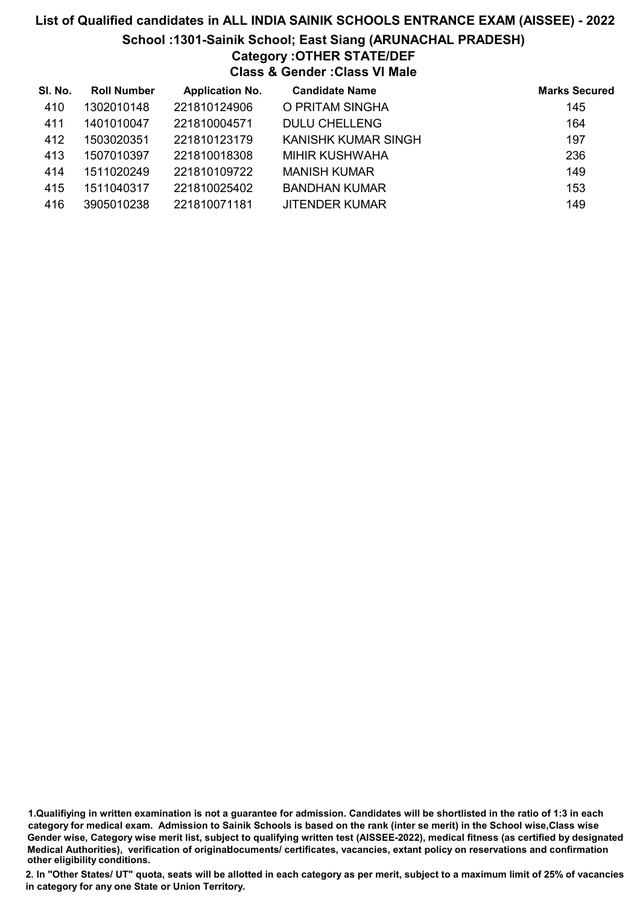# List of Qualified candidates in ALL INDIA SAINIK SCHOOLS ENTRANCE EXAM (AISSEE) - 2022

## School :1301-Sainik School; East Siang (ARUNACHAL PRADESH)

### Category :OTHER STATE/DEF

### Class & Gender :Class VI Male

| Sl. No. | Roll Number | Application No. | Candidate Name | Marks Secured |
|---|---|---|---|---|
| 410 | 1302010148 | 221810124906 | O PRITAM SINGHA | 145 |
| 411 | 1401010047 | 221810004571 | DULU CHELLENG | 164 |
| 412 | 1503020351 | 221810123179 | KANISHK KUMAR SINGH | 197 |
| 413 | 1507010397 | 221810018308 | MIHIR KUSHWAHA | 236 |
| 414 | 1511020249 | 221810109722 | MANISH KUMAR | 149 |
| 415 | 1511040317 | 221810025402 | BANDHAN KUMAR | 153 |
| 416 | 3905010238 | 221810071181 | JITENDER KUMAR | 149 |

1.Qualifiying in written examination is not a guarantee for admission. Candidates will be shortlisted in the ratio of 1:3 in each category for medical exam. Admission to Sainik Schools is based on the rank (inter se merit) in the School wise,Class wise Gender wise, Category wise merit list, subject to qualifying written test (AISSEE-2022), medical fitness (as certified by designated Medical Authorities), verification of originaldocuments/ certificates, vacancies, extant policy on reservations and confirmation other eligibility conditions.

2. In "Other States/ UT" quota, seats will be allotted in each category as per merit, subject to a maximum limit of 25% of vacancies in category for any one State or Union Territory.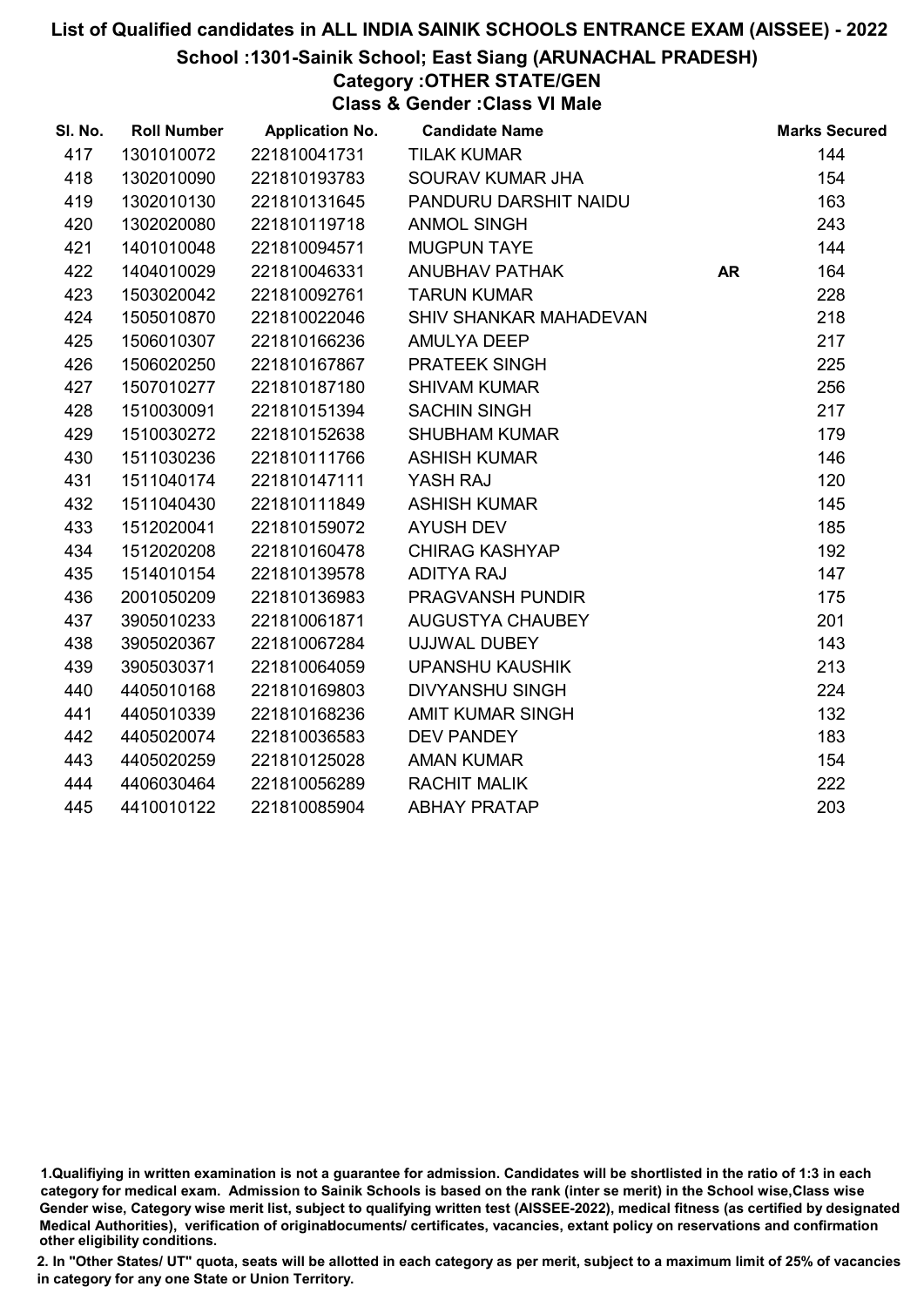# List of Qualified candidates in ALL INDIA SAINIK SCHOOLS ENTRANCE EXAM (AISSEE) - 2022

## School :1301-Sainik School; East Siang (ARUNACHAL PRADESH)

## Category :OTHER STATE/GEN

## Class & Gender :Class VI Male

| Sl. No. | Roll Number | Application No. | Candidate Name | | Marks Secured |
|---|---|---|---|---|---|
| 417 | 1301010072 | 221810041731 | TILAK KUMAR | | 144 |
| 418 | 1302010090 | 221810193783 | SOURAV KUMAR JHA | | 154 |
| 419 | 1302010130 | 221810131645 | PANDURU DARSHIT NAIDU | | 163 |
| 420 | 1302020080 | 221810119718 | ANMOL SINGH | | 243 |
| 421 | 1401010048 | 221810094571 | MUGPUN TAYE | | 144 |
| 422 | 1404010029 | 221810046331 | ANUBHAV PATHAK | AR | 164 |
| 423 | 1503020042 | 221810092761 | TARUN KUMAR | | 228 |
| 424 | 1505010870 | 221810022046 | SHIV SHANKAR MAHADEVAN | | 218 |
| 425 | 1506010307 | 221810166236 | AMULYA DEEP | | 217 |
| 426 | 1506020250 | 221810167867 | PRATEEK SINGH | | 225 |
| 427 | 1507010277 | 221810187180 | SHIVAM KUMAR | | 256 |
| 428 | 1510030091 | 221810151394 | SACHIN SINGH | | 217 |
| 429 | 1510030272 | 221810152638 | SHUBHAM KUMAR | | 179 |
| 430 | 1511030236 | 221810111766 | ASHISH KUMAR | | 146 |
| 431 | 1511040174 | 221810147111 | YASH RAJ | | 120 |
| 432 | 1511040430 | 221810111849 | ASHISH KUMAR | | 145 |
| 433 | 1512020041 | 221810159072 | AYUSH DEV | | 185 |
| 434 | 1512020208 | 221810160478 | CHIRAG KASHYAP | | 192 |
| 435 | 1514010154 | 221810139578 | ADITYA RAJ | | 147 |
| 436 | 2001050209 | 221810136983 | PRAGVANSH PUNDIR | | 175 |
| 437 | 3905010233 | 221810061871 | AUGUSTYA CHAUBEY | | 201 |
| 438 | 3905020367 | 221810067284 | UJJWAL DUBEY | | 143 |
| 439 | 3905030371 | 221810064059 | UPANSHU KAUSHIK | | 213 |
| 440 | 4405010168 | 221810169803 | DIVYANSHU SINGH | | 224 |
| 441 | 4405010339 | 221810168236 | AMIT KUMAR SINGH | | 132 |
| 442 | 4405020074 | 221810036583 | DEV PANDEY | | 183 |
| 443 | 4405020259 | 221810125028 | AMAN KUMAR | | 154 |
| 444 | 4406030464 | 221810056289 | RACHIT MALIK | | 222 |
| 445 | 4410010122 | 221810085904 | ABHAY PRATAP | | 203 |

1.Qualifiying in written examination is not a guarantee for admission. Candidates will be shortlisted in the ratio of 1:3 in each category for medical exam. Admission to Sainik Schools is based on the rank (inter se merit) in the School wise,Class wise Gender wise, Category wise merit list, subject to qualifying written test (AISSEE-2022), medical fitness (as certified by designated Medical Authorities), verification of originaldocuments/ certificates, vacancies, extant policy on reservations and confirmation other eligibility conditions.

2. In "Other States/ UT" quota, seats will be allotted in each category as per merit, subject to a maximum limit of 25% of vacancies in category for any one State or Union Territory.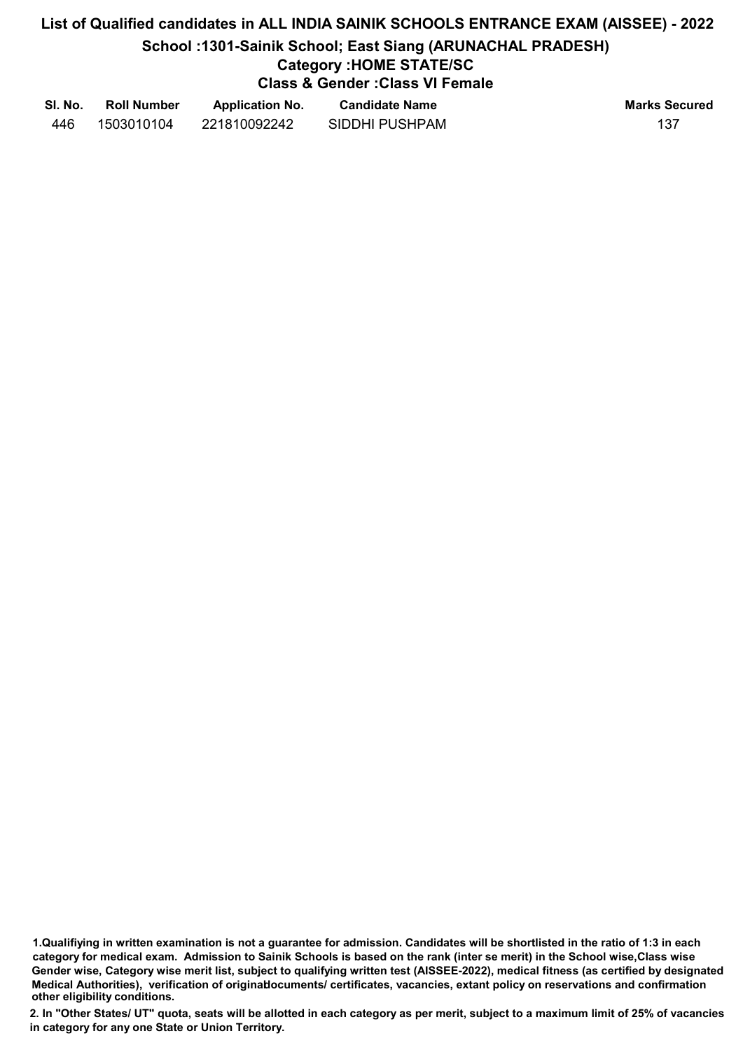# List of Qualified candidates in ALL INDIA SAINIK SCHOOLS ENTRANCE EXAM (AISSEE) - 2022

## School :1301-Sainik School; East Siang (ARUNACHAL PRADESH)

### Category :HOME STATE/SC

### Class & Gender :Class VI Female

| Sl. No. | Roll Number | Application No. | Candidate Name | Marks Secured |
|---|---|---|---|---|
| 446 | 1503010104 | 221810092242 | SIDDHI PUSHPAM | 137 |

**1.Qualifiying in written examination is not a guarantee for admission. Candidates will be shortlisted in the ratio of 1:3 in each category for medical exam. Admission to Sainik Schools is based on the rank (inter se merit) in the School wise,Class wise Gender wise, Category wise merit list, subject to qualifying written test (AISSEE-2022), medical fitness (as certified by designated Medical Authorities), verification of originaldocuments/ certificates, vacancies, extant policy on reservations and confirmation other eligibility conditions.**

**2. In "Other States/ UT" quota, seats will be allotted in each category as per merit, subject to a maximum limit of 25% of vacancies in category for any one State or Union Territory.**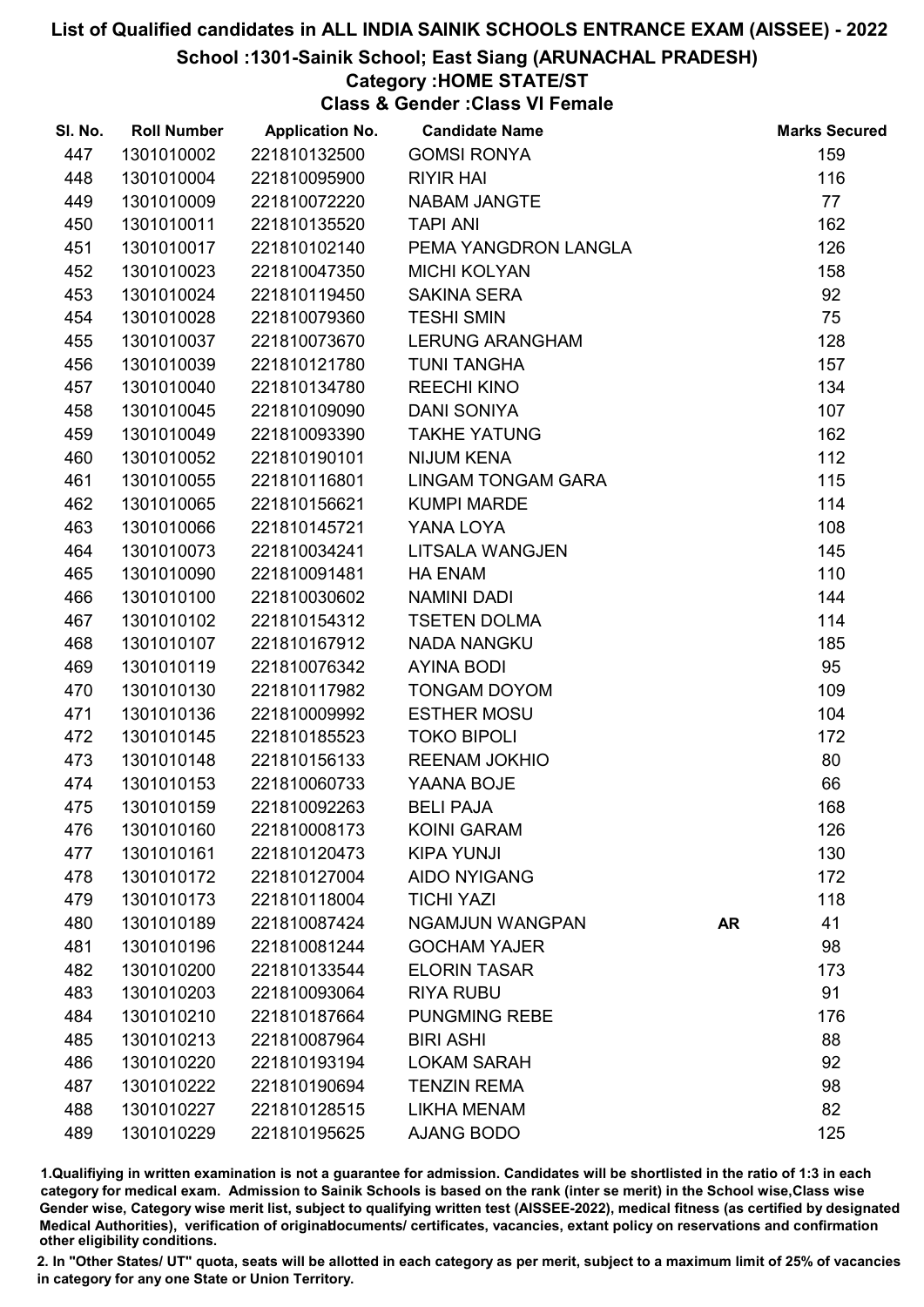# List of Qualified candidates in ALL INDIA SAINIK SCHOOLS ENTRANCE EXAM (AISSEE) - 2022

## School :1301-Sainik School; East Siang (ARUNACHAL PRADESH)

### Category :HOME STATE/ST

### Class & Gender :Class VI Female

| Sl. No. | Roll Number | Application No. | Candidate Name | | Marks Secured |
|---|---|---|---|---|---|
| 447 | 1301010002 | 221810132500 | GOMSI RONYA | | 159 |
| 448 | 1301010004 | 221810095900 | RIYIR HAI | | 116 |
| 449 | 1301010009 | 221810072220 | NABAM JANGTE | | 77 |
| 450 | 1301010011 | 221810135520 | TAPI ANI | | 162 |
| 451 | 1301010017 | 221810102140 | PEMA YANGDRON LANGLA | | 126 |
| 452 | 1301010023 | 221810047350 | MICHI KOLYAN | | 158 |
| 453 | 1301010024 | 221810119450 | SAKINA SERA | | 92 |
| 454 | 1301010028 | 221810079360 | TESHI SMIN | | 75 |
| 455 | 1301010037 | 221810073670 | LERUNG ARANGHAM | | 128 |
| 456 | 1301010039 | 221810121780 | TUNI TANGHA | | 157 |
| 457 | 1301010040 | 221810134780 | REECHI KINO | | 134 |
| 458 | 1301010045 | 221810109090 | DANI SONIYA | | 107 |
| 459 | 1301010049 | 221810093390 | TAKHE YATUNG | | 162 |
| 460 | 1301010052 | 221810190101 | NIJUM KENA | | 112 |
| 461 | 1301010055 | 221810116801 | LINGAM TONGAM GARA | | 115 |
| 462 | 1301010065 | 221810156621 | KUMPI MARDE | | 114 |
| 463 | 1301010066 | 221810145721 | YANA LOYA | | 108 |
| 464 | 1301010073 | 221810034241 | LITSALA WANGJEN | | 145 |
| 465 | 1301010090 | 221810091481 | HA ENAM | | 110 |
| 466 | 1301010100 | 221810030602 | NAMINI DADI | | 144 |
| 467 | 1301010102 | 221810154312 | TSETEN DOLMA | | 114 |
| 468 | 1301010107 | 221810167912 | NADA NANGKU | | 185 |
| 469 | 1301010119 | 221810076342 | AYINA BODI | | 95 |
| 470 | 1301010130 | 221810117982 | TONGAM DOYOM | | 109 |
| 471 | 1301010136 | 221810009992 | ESTHER MOSU | | 104 |
| 472 | 1301010145 | 221810185523 | TOKO BIPOLI | | 172 |
| 473 | 1301010148 | 221810156133 | REENAM JOKHIO | | 80 |
| 474 | 1301010153 | 221810060733 | YAANA BOJE | | 66 |
| 475 | 1301010159 | 221810092263 | BELI PAJA | | 168 |
| 476 | 1301010160 | 221810008173 | KOINI GARAM | | 126 |
| 477 | 1301010161 | 221810120473 | KIPA YUNJI | | 130 |
| 478 | 1301010172 | 221810127004 | AIDO NYIGANG | | 172 |
| 479 | 1301010173 | 221810118004 | TICHI YAZI | | 118 |
| 480 | 1301010189 | 221810087424 | NGAMJUN WANGPAN | AR | 41 |
| 481 | 1301010196 | 221810081244 | GOCHAM YAJER | | 98 |
| 482 | 1301010200 | 221810133544 | ELORIN TASAR | | 173 |
| 483 | 1301010203 | 221810093064 | RIYA RUBU | | 91 |
| 484 | 1301010210 | 221810187664 | PUNGMING REBE | | 176 |
| 485 | 1301010213 | 221810087964 | BIRI ASHI | | 88 |
| 486 | 1301010220 | 221810193194 | LOKAM SARAH | | 92 |
| 487 | 1301010222 | 221810190694 | TENZIN REMA | | 98 |
| 488 | 1301010227 | 221810128515 | LIKHA MENAM | | 82 |
| 489 | 1301010229 | 221810195625 | AJANG BODO | | 125 |

1.Qualifying in written examination is not a guarantee for admission. Candidates will be shortlisted in the ratio of 1:3 in each category for medical exam. Admission to Sainik Schools is based on the rank (inter se merit) in the School wise,Class wise Gender wise, Category wise merit list, subject to qualifying written test (AISSEE-2022), medical fitness (as certified by designated Medical Authorities), verification of originaldocuments/ certificates, vacancies, extant policy on reservations and confirmation other eligibility conditions.

2. In "Other States/ UT" quota, seats will be allotted in each category as per merit, subject to a maximum limit of 25% of vacancies in category for any one State or Union Territory.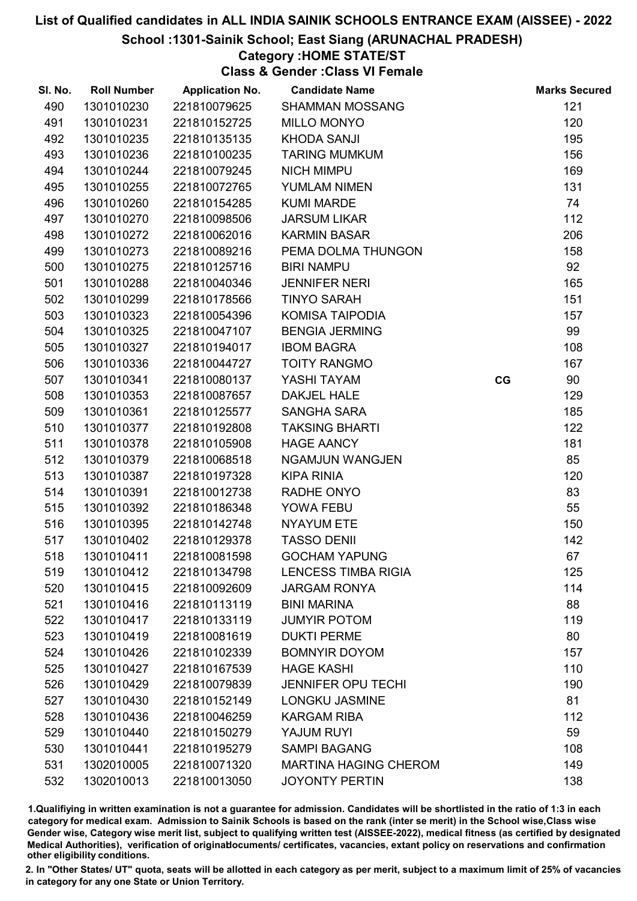# List of Qualified candidates in ALL INDIA SAINIK SCHOOLS ENTRANCE EXAM (AISSEE) - 2022

## School :1301-Sainik School; East Siang (ARUNACHAL PRADESH)

### Category :HOME STATE/ST

### Class & Gender :Class VI Female

| Sl. No. | Roll Number | Application No. | Candidate Name | | Marks Secured |
|---|---|---|---|---|---|
| 490 | 1301010230 | 221810079625 | SHAMMAN MOSSANG | | 121 |
| 491 | 1301010231 | 221810152725 | MILLO MONYO | | 120 |
| 492 | 1301010235 | 221810135135 | KHODA SANJI | | 195 |
| 493 | 1301010236 | 221810100235 | TARING MUMKUM | | 156 |
| 494 | 1301010244 | 221810079245 | NICH MIMPU | | 169 |
| 495 | 1301010255 | 221810072765 | YUMLAM NIMEN | | 131 |
| 496 | 1301010260 | 221810154285 | KUMI MARDE | | 74 |
| 497 | 1301010270 | 221810098506 | JARSUM LIKAR | | 112 |
| 498 | 1301010272 | 221810062016 | KARMIN BASAR | | 206 |
| 499 | 1301010273 | 221810089216 | PEMA DOLMA THUNGON | | 158 |
| 500 | 1301010275 | 221810125716 | BIRI NAMPU | | 92 |
| 501 | 1301010288 | 221810040346 | JENNIFER NERI | | 165 |
| 502 | 1301010299 | 221810178566 | TINYO SARAH | | 151 |
| 503 | 1301010323 | 221810054396 | KOMISA TAIPODIA | | 157 |
| 504 | 1301010325 | 221810047107 | BENGIA JERMING | | 99 |
| 505 | 1301010327 | 221810194017 | IBOM BAGRA | | 108 |
| 506 | 1301010336 | 221810044727 | TOITY RANGMO | | 167 |
| 507 | 1301010341 | 221810080137 | YASHI TAYAM | CG | 90 |
| 508 | 1301010353 | 221810087657 | DAKJEL HALE | | 129 |
| 509 | 1301010361 | 221810125577 | SANGHA SARA | | 185 |
| 510 | 1301010377 | 221810192808 | TAKSING BHARTI | | 122 |
| 511 | 1301010378 | 221810105908 | HAGE AANCY | | 181 |
| 512 | 1301010379 | 221810068518 | NGAMJUN WANGJEN | | 85 |
| 513 | 1301010387 | 221810197328 | KIPA RINIA | | 120 |
| 514 | 1301010391 | 221810012738 | RADHE ONYO | | 83 |
| 515 | 1301010392 | 221810186348 | YOWA FEBU | | 55 |
| 516 | 1301010395 | 221810142748 | NYAYUM ETE | | 150 |
| 517 | 1301010402 | 221810129378 | TASSO DENII | | 142 |
| 518 | 1301010411 | 221810081598 | GOCHAM YAPUNG | | 67 |
| 519 | 1301010412 | 221810134798 | LENCESS TIMBA RIGIA | | 125 |
| 520 | 1301010415 | 221810092609 | JARGAM RONYA | | 114 |
| 521 | 1301010416 | 221810113119 | BINI MARINA | | 88 |
| 522 | 1301010417 | 221810133119 | JUMYIR POTOM | | 119 |
| 523 | 1301010419 | 221810081619 | DUKTI PERME | | 80 |
| 524 | 1301010426 | 221810102339 | BOMNYIR DOYOM | | 157 |
| 525 | 1301010427 | 221810167539 | HAGE KASHI | | 110 |
| 526 | 1301010429 | 221810079839 | JENNIFER OPU TECHI | | 190 |
| 527 | 1301010430 | 221810152149 | LONGKU JASMINE | | 81 |
| 528 | 1301010436 | 221810046259 | KARGAM RIBA | | 112 |
| 529 | 1301010440 | 221810150279 | YAJUM RUYI | | 59 |
| 530 | 1301010441 | 221810195279 | SAMPI BAGANG | | 108 |
| 531 | 1302010005 | 221810071320 | MARTINA HAGING CHEROM | | 149 |
| 532 | 1302010013 | 221810013050 | JOYONTY PERTIN | | 138 |

1.Qualifiying in written examination is not a guarantee for admission. Candidates will be shortlisted in the ratio of 1:3 in each category for medical exam. Admission to Sainik Schools is based on the rank (inter se merit) in the School wise,Class wise Gender wise, Category wise merit list, subject to qualifying written test (AISSEE-2022), medical fitness (as certified by designated Medical Authorities), verification of originaldocuments/ certificates, vacancies, extant policy on reservations and confirmation other eligibility conditions.

2. In "Other States/ UT" quota, seats will be allotted in each category as per merit, subject to a maximum limit of 25% of vacancies in category for any one State or Union Territory.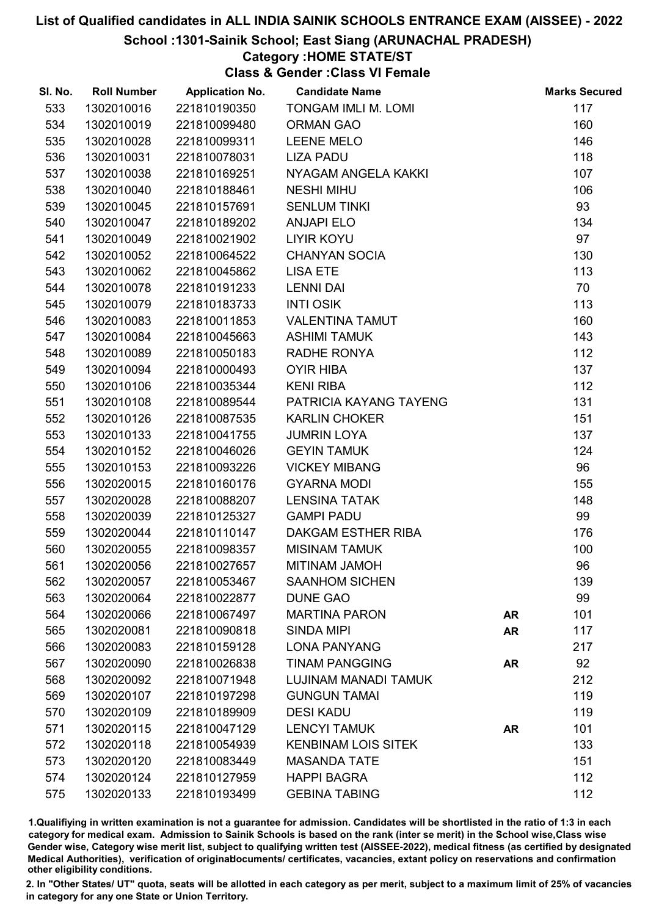# List of Qualified candidates in ALL INDIA SAINIK SCHOOLS ENTRANCE EXAM (AISSEE) - 2022

## School :1301-Sainik School; East Siang (ARUNACHAL PRADESH)

### Category :HOME STATE/ST

### Class & Gender :Class VI Female

| Sl. No. | Roll Number | Application No. | Candidate Name | | Marks Secured |
|---|---|---|---|---|---|
| 533 | 1302010016 | 221810190350 | TONGAM IMLI M. LOMI | | 117 |
| 534 | 1302010019 | 221810099480 | ORMAN GAO | | 160 |
| 535 | 1302010028 | 221810099311 | LEENE MELO | | 146 |
| 536 | 1302010031 | 221810078031 | LIZA PADU | | 118 |
| 537 | 1302010038 | 221810169251 | NYAGAM ANGELA KAKKI | | 107 |
| 538 | 1302010040 | 221810188461 | NESHI MIHU | | 106 |
| 539 | 1302010045 | 221810157691 | SENLUM TINKI | | 93 |
| 540 | 1302010047 | 221810189202 | ANJAPI ELO | | 134 |
| 541 | 1302010049 | 221810021902 | LIYIR KOYU | | 97 |
| 542 | 1302010052 | 221810064522 | CHANYAN SOCIA | | 130 |
| 543 | 1302010062 | 221810045862 | LISA ETE | | 113 |
| 544 | 1302010078 | 221810191233 | LENNI DAI | | 70 |
| 545 | 1302010079 | 221810183733 | INTI OSIK | | 113 |
| 546 | 1302010083 | 221810011853 | VALENTINA TAMUT | | 160 |
| 547 | 1302010084 | 221810045663 | ASHIMI TAMUK | | 143 |
| 548 | 1302010089 | 221810050183 | RADHE RONYA | | 112 |
| 549 | 1302010094 | 221810000493 | OYIR HIBA | | 137 |
| 550 | 1302010106 | 221810035344 | KENI RIBA | | 112 |
| 551 | 1302010108 | 221810089544 | PATRICIA KAYANG TAYENG | | 131 |
| 552 | 1302010126 | 221810087535 | KARLIN CHOKER | | 151 |
| 553 | 1302010133 | 221810041755 | JUMRIN LOYA | | 137 |
| 554 | 1302010152 | 221810046026 | GEYIN TAMUK | | 124 |
| 555 | 1302010153 | 221810093226 | VICKEY MIBANG | | 96 |
| 556 | 1302020015 | 221810160176 | GYARNA MODI | | 155 |
| 557 | 1302020028 | 221810088207 | LENSINA TATAK | | 148 |
| 558 | 1302020039 | 221810125327 | GAMPI PADU | | 99 |
| 559 | 1302020044 | 221810110147 | DAKGAM ESTHER RIBA | | 176 |
| 560 | 1302020055 | 221810098357 | MISINAM TAMUK | | 100 |
| 561 | 1302020056 | 221810027657 | MITINAM JAMOH | | 96 |
| 562 | 1302020057 | 221810053467 | SAANHOM SICHEN | | 139 |
| 563 | 1302020064 | 221810022877 | DUNE GAO | | 99 |
| 564 | 1302020066 | 221810067497 | MARTINA PARON | AR | 101 |
| 565 | 1302020081 | 221810090818 | SINDA MIPI | AR | 117 |
| 566 | 1302020083 | 221810159128 | LONA PANYANG | | 217 |
| 567 | 1302020090 | 221810026838 | TINAM PANGGING | AR | 92 |
| 568 | 1302020092 | 221810071948 | LUJINAM MANADI TAMUK | | 212 |
| 569 | 1302020107 | 221810197298 | GUNGUN TAMAI | | 119 |
| 570 | 1302020109 | 221810189909 | DESI KADU | | 119 |
| 571 | 1302020115 | 221810047129 | LENCYI TAMUK | AR | 101 |
| 572 | 1302020118 | 221810054939 | KENBINAM LOIS SITEK | | 133 |
| 573 | 1302020120 | 221810083449 | MASANDA TATE | | 151 |
| 574 | 1302020124 | 221810127959 | HAPPI BAGRA | | 112 |
| 575 | 1302020133 | 221810193499 | GEBINA TABING | | 112 |

1.Qualifiying in written examination is not a guarantee for admission. Candidates will be shortlisted in the ratio of 1:3 in each category for medical exam. Admission to Sainik Schools is based on the rank (inter se merit) in the School wise,Class wise Gender wise, Category wise merit list, subject to qualifying written test (AISSEE-2022), medical fitness (as certified by designated Medical Authorities), verification of originaldocuments/ certificates, vacancies, extant policy on reservations and confirmation other eligibility conditions.

2. In "Other States/ UT" quota, seats will be allotted in each category as per merit, subject to a maximum limit of 25% of vacancies in category for any one State or Union Territory.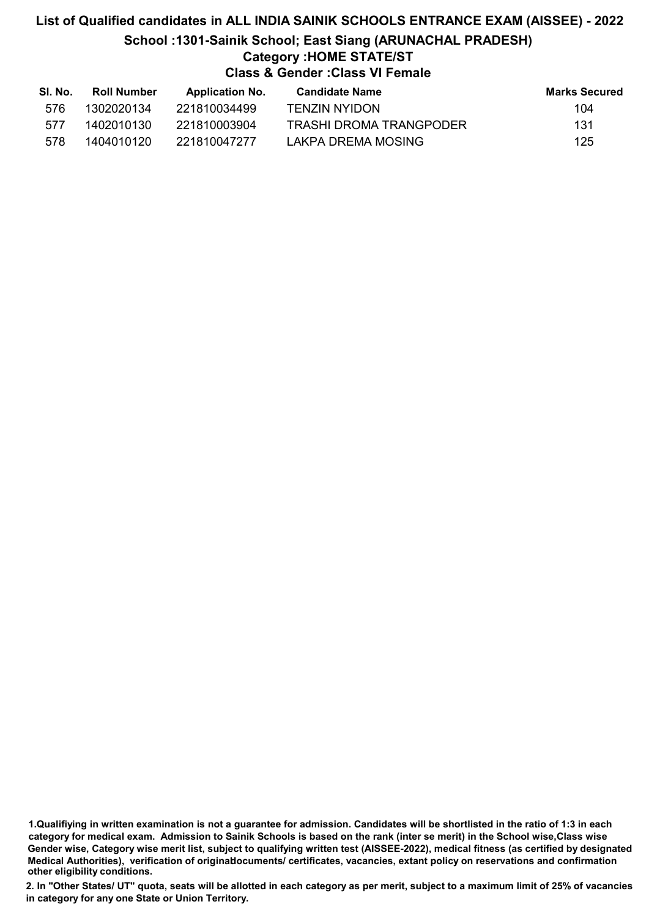# List of Qualified candidates in ALL INDIA SAINIK SCHOOLS ENTRANCE EXAM (AISSEE) - 2022

## School :1301-Sainik School; East Siang (ARUNACHAL PRADESH)

### Category :HOME STATE/ST

### Class & Gender :Class VI Female

| Sl. No. | Roll Number | Application No. | Candidate Name | Marks Secured |
|---|---|---|---|---|
| 576 | 1302020134 | 221810034499 | TENZIN NYIDON | 104 |
| 577 | 1402010130 | 221810003904 | TRASHI DROMA TRANGPODER | 131 |
| 578 | 1404010120 | 221810047277 | LAKPA DREMA MOSING | 125 |

**1.Qualifiying in written examination is not a guarantee for admission. Candidates will be shortlisted in the ratio of 1:3 in each category for medical exam. Admission to Sainik Schools is based on the rank (inter se merit) in the School wise,Class wise Gender wise, Category wise merit list, subject to qualifying written test (AISSEE-2022), medical fitness (as certified by designated Medical Authorities), verification of originaldocuments/ certificates, vacancies, extant policy on reservations and confirmation other eligibility conditions.**

**2. In "Other States/ UT" quota, seats will be allotted in each category as per merit, subject to a maximum limit of 25% of vacancies in category for any one State or Union Territory.**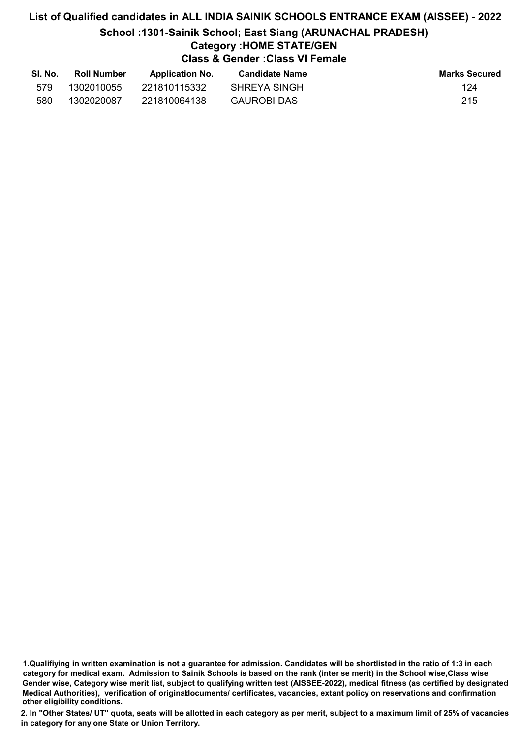# List of Qualified candidates in ALL INDIA SAINIK SCHOOLS ENTRANCE EXAM (AISSEE) - 2022

## School :1301-Sainik School; East Siang (ARUNACHAL PRADESH)

### Category :HOME STATE/GEN

### Class & Gender :Class VI Female

| Sl. No. | Roll Number | Application No. | Candidate Name | Marks Secured |
|---|---|---|---|---|
| 579 | 1302010055 | 221810115332 | SHREYA SINGH | 124 |
| 580 | 1302020087 | 221810064138 | GAUROBI DAS | 215 |

**1.Qualifiying in written examination is not a guarantee for admission. Candidates will be shortlisted in the ratio of 1:3 in each category for medical exam. Admission to Sainik Schools is based on the rank (inter se merit) in the School wise,Class wise Gender wise, Category wise merit list, subject to qualifying written test (AISSEE-2022), medical fitness (as certified by designated Medical Authorities), verification of originaldocuments/ certificates, vacancies, extant policy on reservations and confirmation other eligibility conditions.**

**2. In "Other States/ UT" quota, seats will be allotted in each category as per merit, subject to a maximum limit of 25% of vacancies in category for any one State or Union Territory.**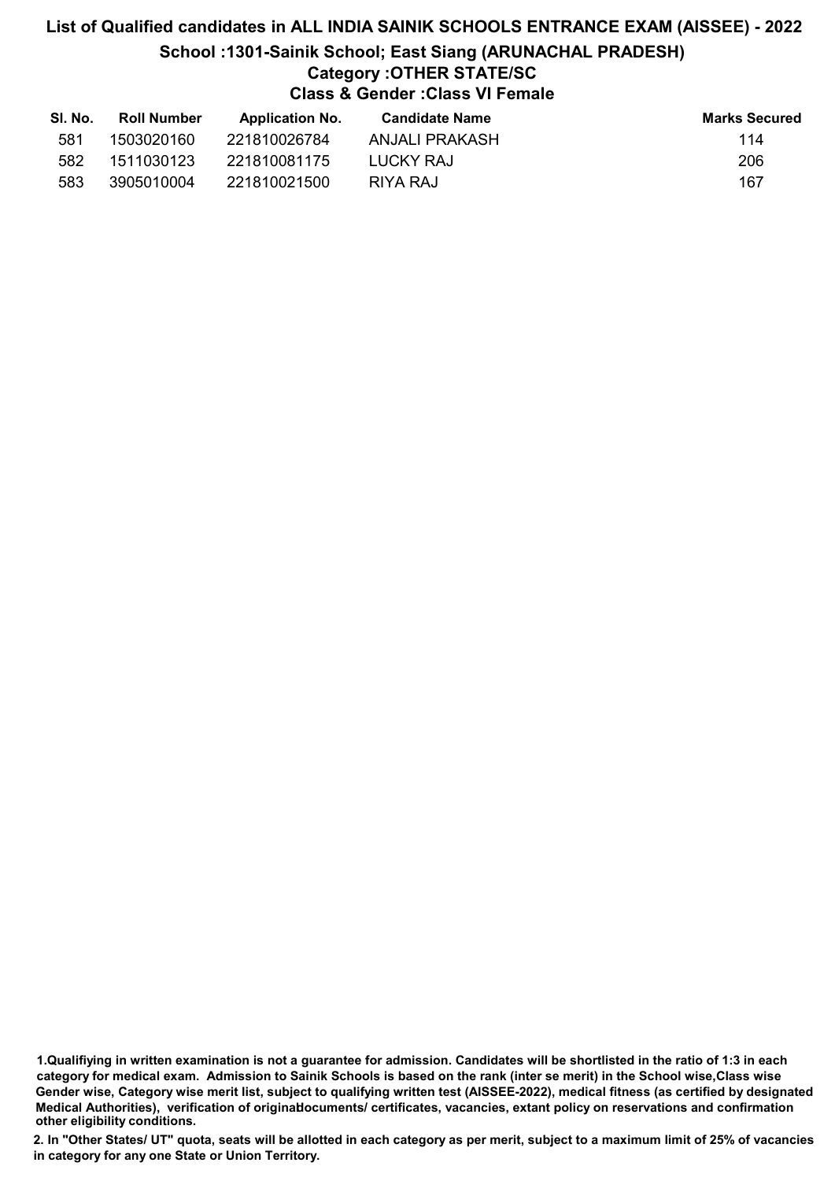# List of Qualified candidates in ALL INDIA SAINIK SCHOOLS ENTRANCE EXAM (AISSEE) - 2022

## School :1301-Sainik School; East Siang (ARUNACHAL PRADESH)

### Category :OTHER STATE/SC

### Class & Gender :Class VI Female

| Sl. No. | Roll Number | Application No. | Candidate Name | Marks Secured |
|---|---|---|---|---|
| 581 | 1503020160 | 221810026784 | ANJALI PRAKASH | 114 |
| 582 | 1511030123 | 221810081175 | LUCKY RAJ | 206 |
| 583 | 3905010004 | 221810021500 | RIYA RAJ | 167 |

**1.Qualifiying in written examination is not a guarantee for admission. Candidates will be shortlisted in the ratio of 1:3 in each category for medical exam. Admission to Sainik Schools is based on the rank (inter se merit) in the School wise,Class wise Gender wise, Category wise merit list, subject to qualifying written test (AISSEE-2022), medical fitness (as certified by designated Medical Authorities), verification of originaldocuments/ certificates, vacancies, extant policy on reservations and confirmation other eligibility conditions.**

**2. In "Other States/ UT" quota, seats will be allotted in each category as per merit, subject to a maximum limit of 25% of vacancies in category for any one State or Union Territory.**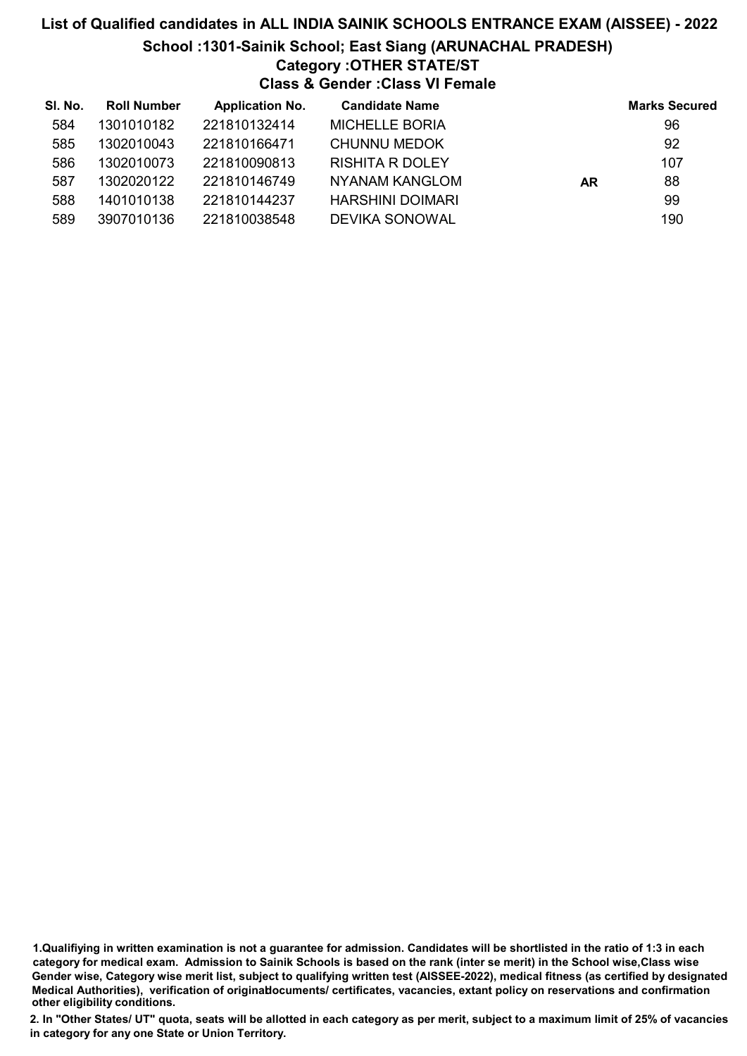# List of Qualified candidates in ALL INDIA SAINIK SCHOOLS ENTRANCE EXAM (AISSEE) - 2022

## School :1301-Sainik School; East Siang (ARUNACHAL PRADESH)

### Category :OTHER STATE/ST

### Class & Gender :Class VI Female

| Sl. No. | Roll Number | Application No. | Candidate Name | | Marks Secured |
|---|---|---|---|---|---|
| 584 | 1301010182 | 221810132414 | MICHELLE BORIA | | 96 |
| 585 | 1302010043 | 221810166471 | CHUNNU MEDOK | | 92 |
| 586 | 1302010073 | 221810090813 | RISHITA R DOLEY | | 107 |
| 587 | 1302020122 | 221810146749 | NYANAM KANGLOM | **AR** | 88 |
| 588 | 1401010138 | 221810144237 | HARSHINI DOIMARI | | 99 |
| 589 | 3907010136 | 221810038548 | DEVIKA SONOWAL | | 190 |

**1.Qualifiying in written examination is not a guarantee for admission. Candidates will be shortlisted in the ratio of 1:3 in each category for medical exam. Admission to Sainik Schools is based on the rank (inter se merit) in the School wise,Class wise Gender wise, Category wise merit list, subject to qualifying written test (AISSEE-2022), medical fitness (as certified by designated Medical Authorities), verification of originaldocuments/ certificates, vacancies, extant policy on reservations and confirmation other eligibility conditions.**

**2. In "Other States/ UT" quota, seats will be allotted in each category as per merit, subject to a maximum limit of 25% of vacancies in category for any one State or Union Territory.**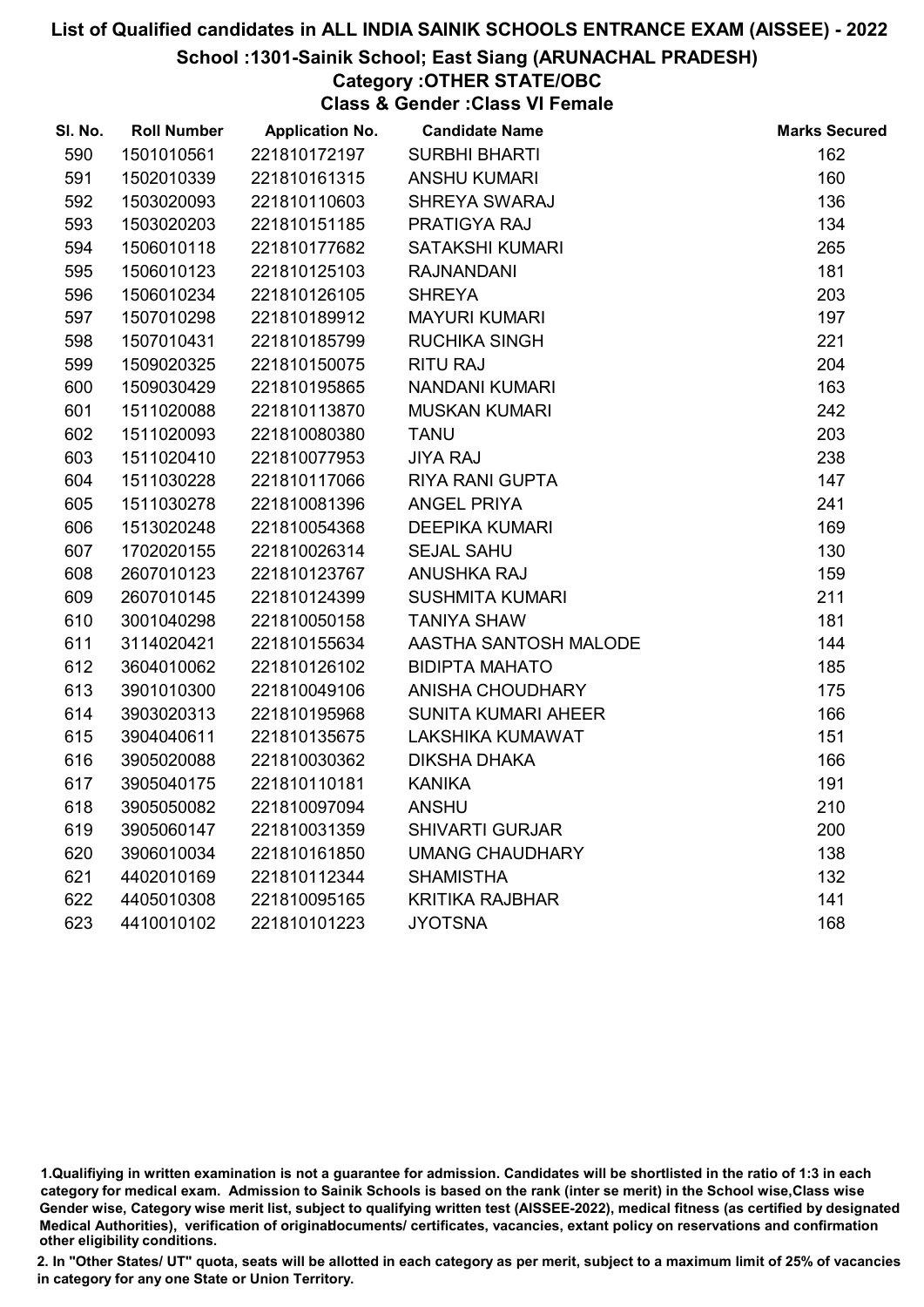# List of Qualified candidates in ALL INDIA SAINIK SCHOOLS ENTRANCE EXAM (AISSEE) - 2022

## School :1301-Sainik School; East Siang (ARUNACHAL PRADESH)

### Category :OTHER STATE/OBC

### Class & Gender :Class VI Female

| Sl. No. | Roll Number | Application No. | Candidate Name | Marks Secured |
|---|---|---|---|---|
| 590 | 1501010561 | 221810172197 | SURBHI BHARTI | 162 |
| 591 | 1502010339 | 221810161315 | ANSHU KUMARI | 160 |
| 592 | 1503020093 | 221810110603 | SHREYA SWARAJ | 136 |
| 593 | 1503020203 | 221810151185 | PRATIGYA RAJ | 134 |
| 594 | 1506010118 | 221810177682 | SATAKSHI KUMARI | 265 |
| 595 | 1506010123 | 221810125103 | RAJNANDANI | 181 |
| 596 | 1506010234 | 221810126105 | SHREYA | 203 |
| 597 | 1507010298 | 221810189912 | MAYURI KUMARI | 197 |
| 598 | 1507010431 | 221810185799 | RUCHIKA SINGH | 221 |
| 599 | 1509020325 | 221810150075 | RITU RAJ | 204 |
| 600 | 1509030429 | 221810195865 | NANDANI KUMARI | 163 |
| 601 | 1511020088 | 221810113870 | MUSKAN KUMARI | 242 |
| 602 | 1511020093 | 221810080380 | TANU | 203 |
| 603 | 1511020410 | 221810077953 | JIYA RAJ | 238 |
| 604 | 1511030228 | 221810117066 | RIYA RANI GUPTA | 147 |
| 605 | 1511030278 | 221810081396 | ANGEL PRIYA | 241 |
| 606 | 1513020248 | 221810054368 | DEEPIKA KUMARI | 169 |
| 607 | 1702020155 | 221810026314 | SEJAL SAHU | 130 |
| 608 | 2607010123 | 221810123767 | ANUSHKA RAJ | 159 |
| 609 | 2607010145 | 221810124399 | SUSHMITA KUMARI | 211 |
| 610 | 3001040298 | 221810050158 | TANIYA SHAW | 181 |
| 611 | 3114020421 | 221810155634 | AASTHA SANTOSH MALODE | 144 |
| 612 | 3604010062 | 221810126102 | BIDIPTA MAHATO | 185 |
| 613 | 3901010300 | 221810049106 | ANISHA CHOUDHARY | 175 |
| 614 | 3903020313 | 221810195968 | SUNITA KUMARI AHEER | 166 |
| 615 | 3904040611 | 221810135675 | LAKSHIKA KUMAWAT | 151 |
| 616 | 3905020088 | 221810030362 | DIKSHA DHAKA | 166 |
| 617 | 3905040175 | 221810110181 | KANIKA | 191 |
| 618 | 3905050082 | 221810097094 | ANSHU | 210 |
| 619 | 3905060147 | 221810031359 | SHIVARTI GURJAR | 200 |
| 620 | 3906010034 | 221810161850 | UMANG CHAUDHARY | 138 |
| 621 | 4402010169 | 221810112344 | SHAMISTHA | 132 |
| 622 | 4405010308 | 221810095165 | KRITIKA RAJBHAR | 141 |
| 623 | 4410010102 | 221810101223 | JYOTSNA | 168 |

1.Qualifiying in written examination is not a guarantee for admission. Candidates will be shortlisted in the ratio of 1:3 in each category for medical exam. Admission to Sainik Schools is based on the rank (inter se merit) in the School wise,Class wise Gender wise, Category wise merit list, subject to qualifying written test (AISSEE-2022), medical fitness (as certified by designated Medical Authorities), verification of originaldocuments/ certificates, vacancies, extant policy on reservations and confirmation other eligibility conditions.

2. In "Other States/ UT" quota, seats will be allotted in each category as per merit, subject to a maximum limit of 25% of vacancies in category for any one State or Union Territory.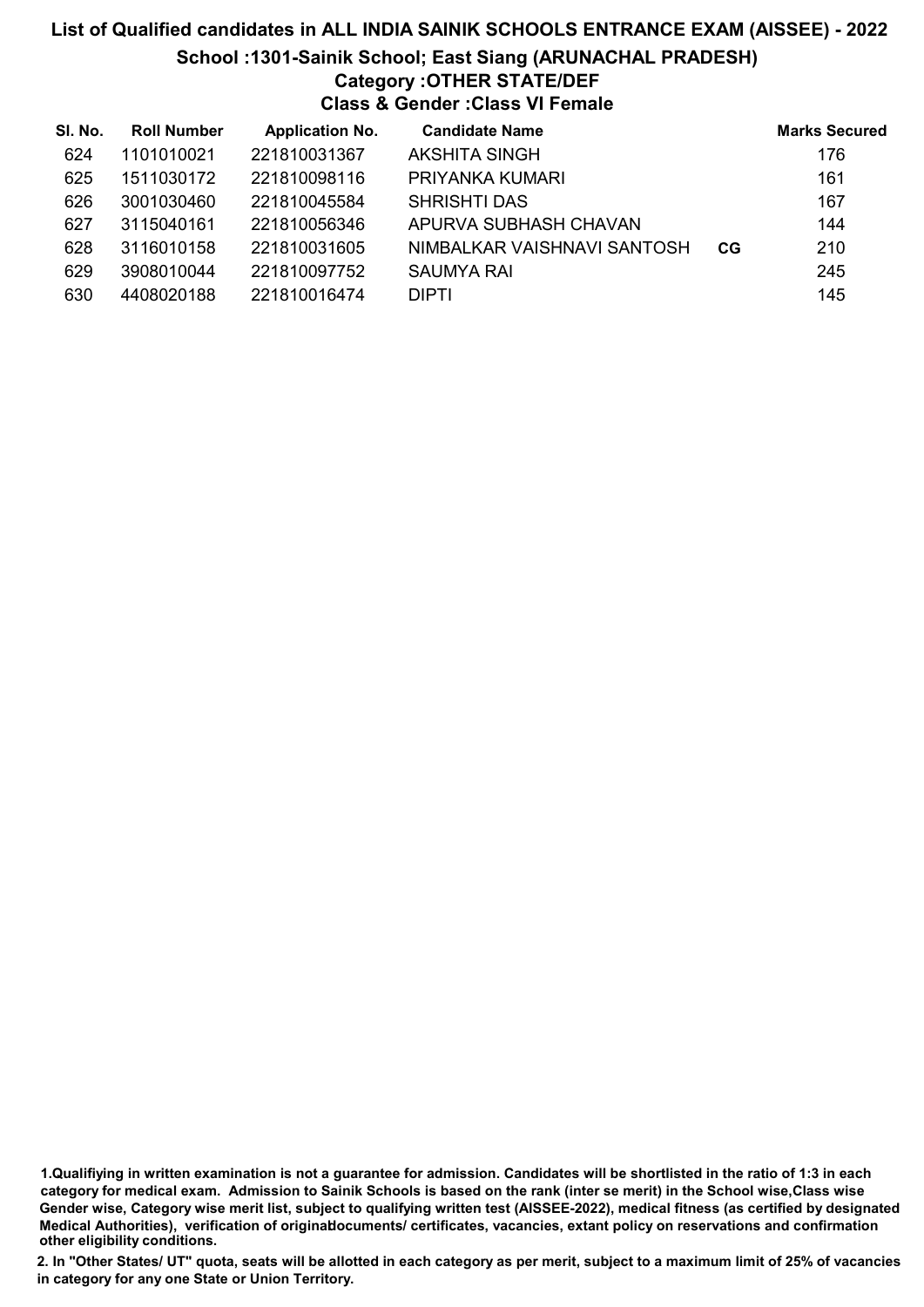# List of Qualified candidates in ALL INDIA SAINIK SCHOOLS ENTRANCE EXAM (AISSEE) - 2022

## School :1301-Sainik School; East Siang (ARUNACHAL PRADESH)

### Category :OTHER STATE/DEF

### Class & Gender :Class VI Female

| Sl. No. | Roll Number | Application No. | Candidate Name | | Marks Secured |
|---|---|---|---|---|---|
| 624 | 1101010021 | 221810031367 | AKSHITA SINGH | | 176 |
| 625 | 1511030172 | 221810098116 | PRIYANKA KUMARI | | 161 |
| 626 | 3001030460 | 221810045584 | SHRISHTI DAS | | 167 |
| 627 | 3115040161 | 221810056346 | APURVA SUBHASH CHAVAN | | 144 |
| 628 | 3116010158 | 221810031605 | NIMBALKAR VAISHNAVI SANTOSH | CG | 210 |
| 629 | 3908010044 | 221810097752 | SAUMYA RAI | | 245 |
| 630 | 4408020188 | 221810016474 | DIPTI | | 145 |

1.Qualifiying in written examination is not a guarantee for admission. Candidates will be shortlisted in the ratio of 1:3 in each category for medical exam. Admission to Sainik Schools is based on the rank (inter se merit) in the School wise,Class wise Gender wise, Category wise merit list, subject to qualifying written test (AISSEE-2022), medical fitness (as certified by designated Medical Authorities), verification of originaldocuments/ certificates, vacancies, extant policy on reservations and confirmation other eligibility conditions.

2. In "Other States/ UT" quota, seats will be allotted in each category as per merit, subject to a maximum limit of 25% of vacancies in category for any one State or Union Territory.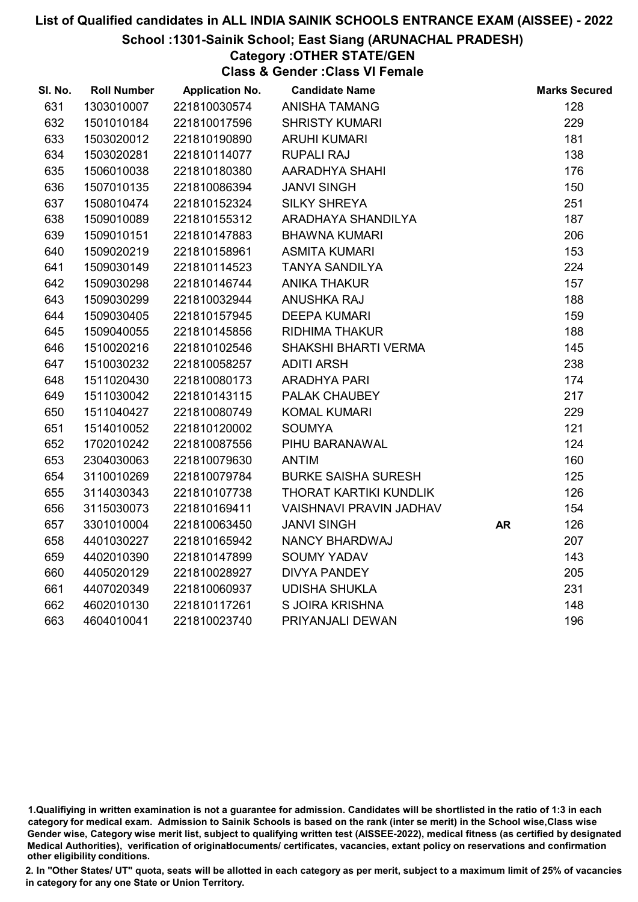# List of Qualified candidates in ALL INDIA SAINIK SCHOOLS ENTRANCE EXAM (AISSEE) - 2022

## School :1301-Sainik School; East Siang (ARUNACHAL PRADESH)

### Category :OTHER STATE/GEN

### Class & Gender :Class VI Female

| Sl. No. | Roll Number | Application No. | Candidate Name | | Marks Secured |
|---|---|---|---|---|---|
| 631 | 1303010007 | 221810030574 | ANISHA TAMANG | | 128 |
| 632 | 1501010184 | 221810017596 | SHRISTY KUMARI | | 229 |
| 633 | 1503020012 | 221810190890 | ARUHI KUMARI | | 181 |
| 634 | 1503020281 | 221810114077 | RUPALI RAJ | | 138 |
| 635 | 1506010038 | 221810180380 | AARADHYA SHAHI | | 176 |
| 636 | 1507010135 | 221810086394 | JANVI SINGH | | 150 |
| 637 | 1508010474 | 221810152324 | SILKY SHREYA | | 251 |
| 638 | 1509010089 | 221810155312 | ARADHAYA SHANDILYA | | 187 |
| 639 | 1509010151 | 221810147883 | BHAWNA KUMARI | | 206 |
| 640 | 1509020219 | 221810158961 | ASMITA KUMARI | | 153 |
| 641 | 1509030149 | 221810114523 | TANYA SANDILYA | | 224 |
| 642 | 1509030298 | 221810146744 | ANIKA THAKUR | | 157 |
| 643 | 1509030299 | 221810032944 | ANUSHKA RAJ | | 188 |
| 644 | 1509030405 | 221810157945 | DEEPA KUMARI | | 159 |
| 645 | 1509040055 | 221810145856 | RIDHIMA THAKUR | | 188 |
| 646 | 1510020216 | 221810102546 | SHAKSHI BHARTI VERMA | | 145 |
| 647 | 1510030232 | 221810058257 | ADITI ARSH | | 238 |
| 648 | 1511020430 | 221810080173 | ARADHYA PARI | | 174 |
| 649 | 1511030042 | 221810143115 | PALAK CHAUBEY | | 217 |
| 650 | 1511040427 | 221810080749 | KOMAL KUMARI | | 229 |
| 651 | 1514010052 | 221810120002 | SOUMYA | | 121 |
| 652 | 1702010242 | 221810087556 | PIHU BARANAWAL | | 124 |
| 653 | 2304030063 | 221810079630 | ANTIM | | 160 |
| 654 | 3110010269 | 221810079784 | BURKE SAISHA SURESH | | 125 |
| 655 | 3114030343 | 221810107738 | THORAT KARTIKI KUNDLIK | | 126 |
| 656 | 3115030073 | 221810169411 | VAISHNAVI PRAVIN JADHAV | | 154 |
| 657 | 3301010004 | 221810063450 | JANVI SINGH | AR | 126 |
| 658 | 4401030227 | 221810165942 | NANCY BHARDWAJ | | 207 |
| 659 | 4402010390 | 221810147899 | SOUMY YADAV | | 143 |
| 660 | 4405020129 | 221810028927 | DIVYA PANDEY | | 205 |
| 661 | 4407020349 | 221810060937 | UDISHA SHUKLA | | 231 |
| 662 | 4602010130 | 221810117261 | S JOIRA KRISHNA | | 148 |
| 663 | 4604010041 | 221810023740 | PRIYANJALI DEWAN | | 196 |

1.Qualifiying in written examination is not a guarantee for admission. Candidates will be shortlisted in the ratio of 1:3 in each category for medical exam. Admission to Sainik Schools is based on the rank (inter se merit) in the School wise,Class wise Gender wise, Category wise merit list, subject to qualifying written test (AISSEE-2022), medical fitness (as certified by designated Medical Authorities), verification of originaldocuments/ certificates, vacancies, extant policy on reservations and confirmation other eligibility conditions.

2. In "Other States/ UT" quota, seats will be allotted in each category as per merit, subject to a maximum limit of 25% of vacancies in category for any one State or Union Territory.